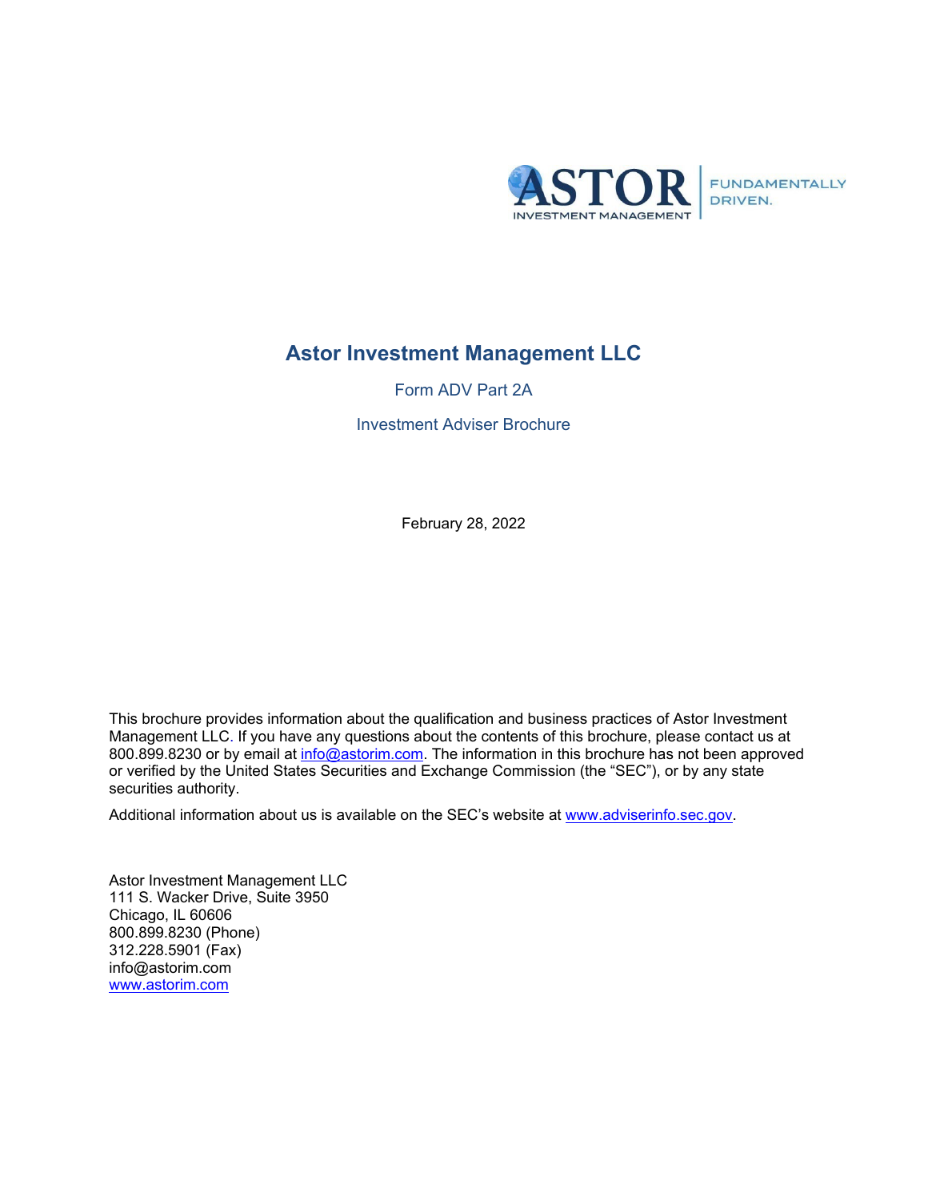ASTOR INVESTMENT MANAGEMENT | FUNDAMENTALLY DRIVEN.

# Astor Investment Management LLC

Form ADV Part 2A

Investment Adviser Brochure

February 28, 2022

This brochure provides information about the qualification and business practices of Astor Investment Management LLC. If you have any questions about the contents of this brochure, please contact us at 800.899.8230 or by email at info@astorim.com. The information in this brochure has not been approved or verified by the United States Securities and Exchange Commission (the "SEC"), or by any state securities authority.

Additional information about us is available on the SEC's website at www.adviserinfo.sec.gov.

Astor Investment Management LLC
111 S. Wacker Drive, Suite 3950
Chicago, IL 60606
800.899.8230 (Phone)
312.228.5901 (Fax)
info@astorim.com
www.astorim.com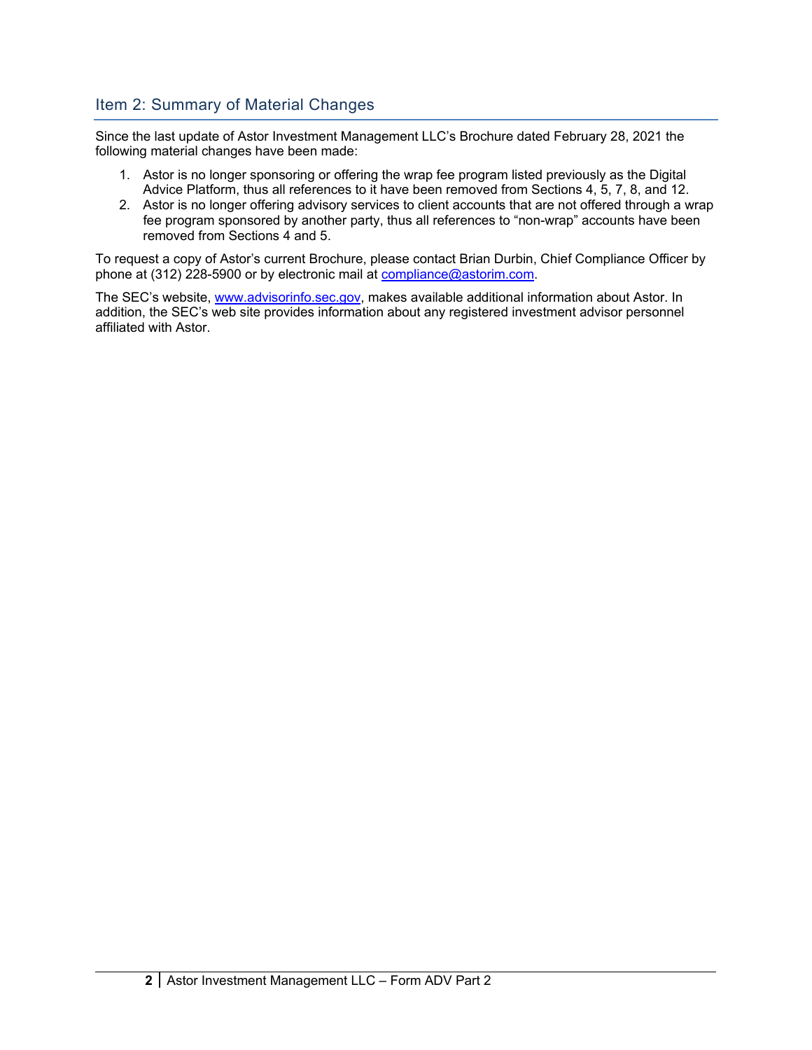## Item 2: Summary of Material Changes

Since the last update of Astor Investment Management LLC's Brochure dated February 28, 2021 the following material changes have been made:

1. Astor is no longer sponsoring or offering the wrap fee program listed previously as the Digital Advice Platform, thus all references to it have been removed from Sections 4, 5, 7, 8, and 12.
2. Astor is no longer offering advisory services to client accounts that are not offered through a wrap fee program sponsored by another party, thus all references to "non-wrap" accounts have been removed from Sections 4 and 5.

To request a copy of Astor's current Brochure, please contact Brian Durbin, Chief Compliance Officer by phone at (312) 228-5900 or by electronic mail at [compliance@astorim.com](mailto:compliance@astorim.com).

The SEC's website, [www.advisorinfo.sec.gov](http://www.advisorinfo.sec.gov), makes available additional information about Astor. In addition, the SEC's web site provides information about any registered investment advisor personnel affiliated with Astor.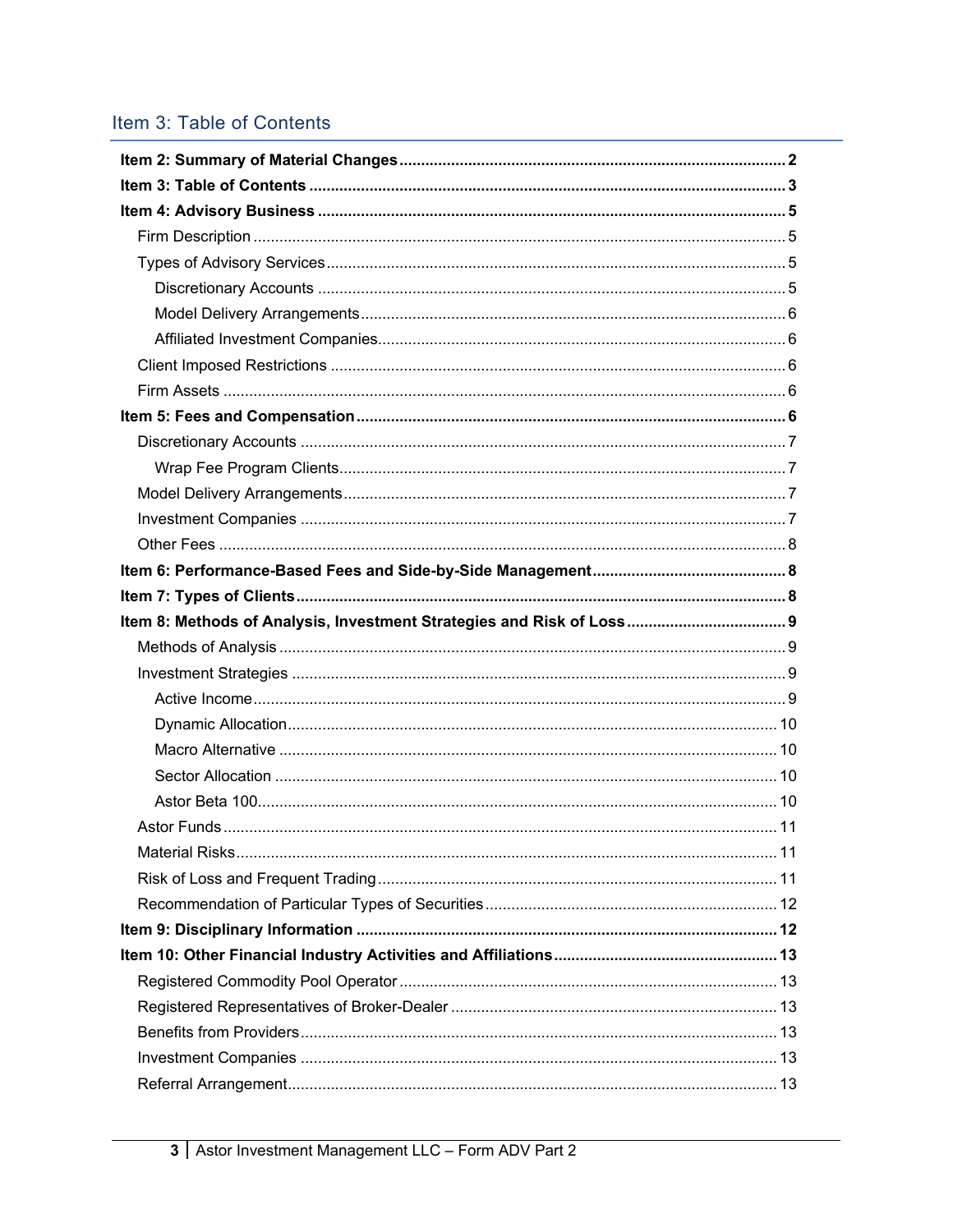## Item 3: Table of Contents

**Item 2: Summary of Material Changes** .......... **2**

**Item 3: Table of Contents** .......... **3**

**Item 4: Advisory Business** .......... **5**

- Firm Description .......... 5
- Types of Advisory Services .......... 5
  - Discretionary Accounts .......... 5
  - Model Delivery Arrangements .......... 6
  - Affiliated Investment Companies .......... 6
- Client Imposed Restrictions .......... 6
- Firm Assets .......... 6

**Item 5: Fees and Compensation** .......... **6**

- Discretionary Accounts .......... 7
  - Wrap Fee Program Clients .......... 7
- Model Delivery Arrangements .......... 7
- Investment Companies .......... 7
- Other Fees .......... 8

**Item 6: Performance-Based Fees and Side-by-Side Management** .......... **8**

**Item 7: Types of Clients** .......... **8**

**Item 8: Methods of Analysis, Investment Strategies and Risk of Loss** .......... **9**

- Methods of Analysis .......... 9
- Investment Strategies .......... 9
  - Active Income .......... 9
  - Dynamic Allocation .......... 10
  - Macro Alternative .......... 10
  - Sector Allocation .......... 10
  - Astor Beta 100 .......... 10
- Astor Funds .......... 11
- Material Risks .......... 11
- Risk of Loss and Frequent Trading .......... 11
- Recommendation of Particular Types of Securities .......... 12

**Item 9: Disciplinary Information** .......... **12**

**Item 10: Other Financial Industry Activities and Affiliations** .......... **13**

- Registered Commodity Pool Operator .......... 13
- Registered Representatives of Broker-Dealer .......... 13
- Benefits from Providers .......... 13
- Investment Companies .......... 13
- Referral Arrangement .......... 13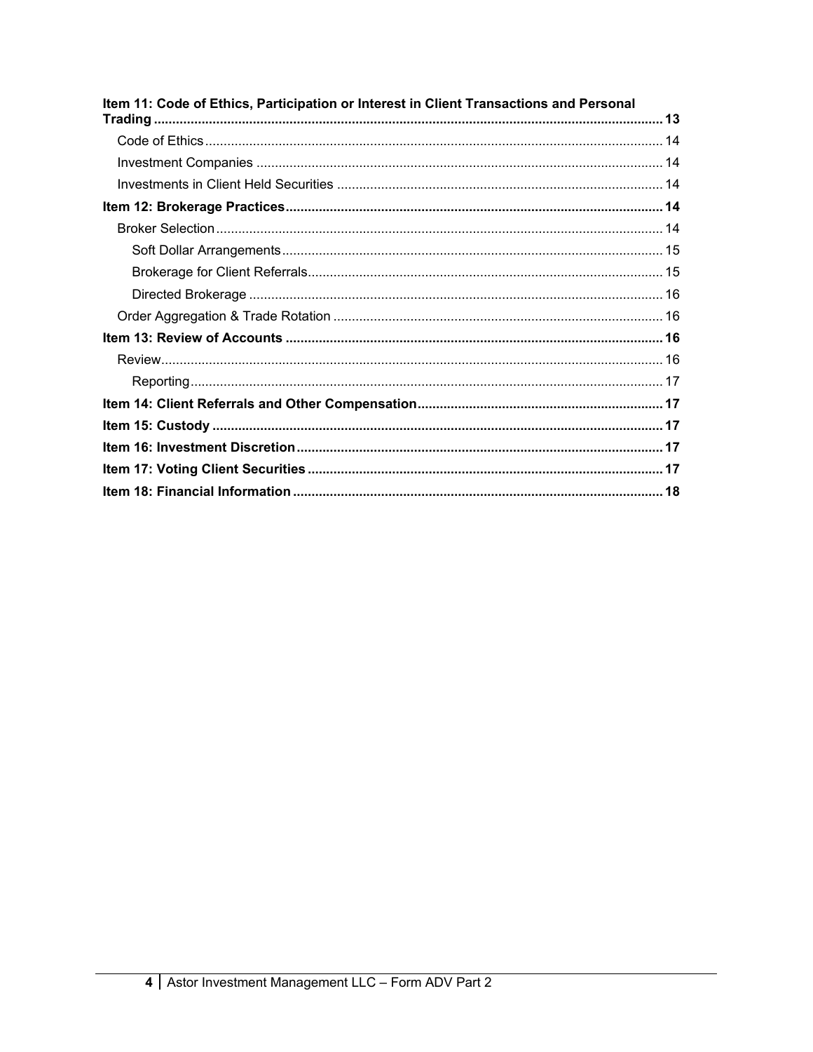**Item 11: Code of Ethics, Participation or Interest in Client Transactions and Personal Trading** ........ 13

- Code of Ethics ........ 14
- Investment Companies ........ 14
- Investments in Client Held Securities ........ 14

**Item 12: Brokerage Practices** ........ 14

- Broker Selection ........ 14
  - Soft Dollar Arrangements ........ 15
  - Brokerage for Client Referrals ........ 15
  - Directed Brokerage ........ 16
- Order Aggregation & Trade Rotation ........ 16

**Item 13: Review of Accounts** ........ 16

- Review ........ 16
  - Reporting ........ 17

**Item 14: Client Referrals and Other Compensation** ........ 17

**Item 15: Custody** ........ 17

**Item 16: Investment Discretion** ........ 17

**Item 17: Voting Client Securities** ........ 17

**Item 18: Financial Information** ........ 18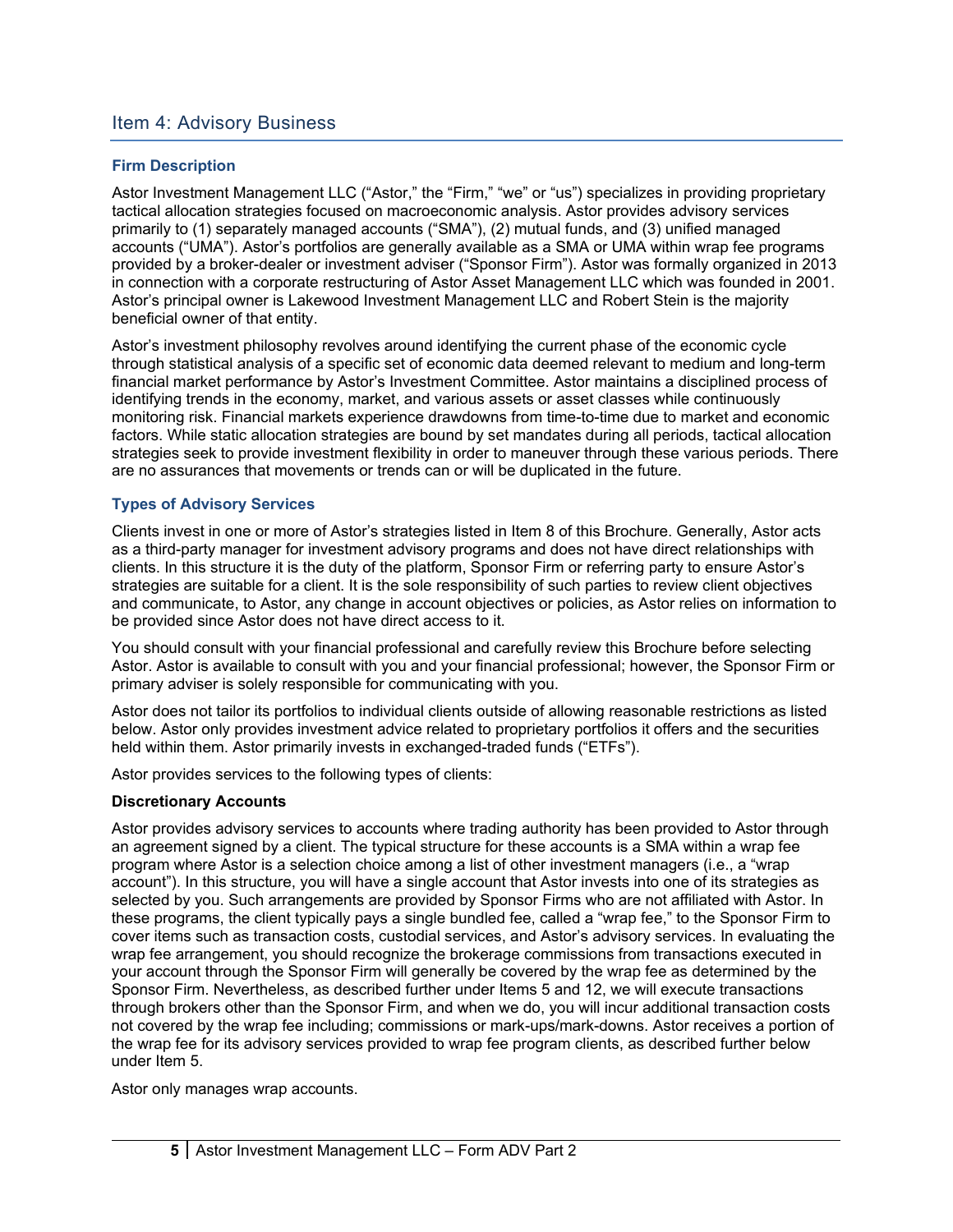## Item 4: Advisory Business

### Firm Description

Astor Investment Management LLC ("Astor," the "Firm," "we" or "us") specializes in providing proprietary tactical allocation strategies focused on macroeconomic analysis. Astor provides advisory services primarily to (1) separately managed accounts ("SMA"), (2) mutual funds, and (3) unified managed accounts ("UMA"). Astor's portfolios are generally available as a SMA or UMA within wrap fee programs provided by a broker-dealer or investment adviser ("Sponsor Firm"). Astor was formally organized in 2013 in connection with a corporate restructuring of Astor Asset Management LLC which was founded in 2001. Astor's principal owner is Lakewood Investment Management LLC and Robert Stein is the majority beneficial owner of that entity.

Astor's investment philosophy revolves around identifying the current phase of the economic cycle through statistical analysis of a specific set of economic data deemed relevant to medium and long-term financial market performance by Astor's Investment Committee. Astor maintains a disciplined process of identifying trends in the economy, market, and various assets or asset classes while continuously monitoring risk. Financial markets experience drawdowns from time-to-time due to market and economic factors. While static allocation strategies are bound by set mandates during all periods, tactical allocation strategies seek to provide investment flexibility in order to maneuver through these various periods. There are no assurances that movements or trends can or will be duplicated in the future.

### Types of Advisory Services

Clients invest in one or more of Astor's strategies listed in Item 8 of this Brochure. Generally, Astor acts as a third-party manager for investment advisory programs and does not have direct relationships with clients. In this structure it is the duty of the platform, Sponsor Firm or referring party to ensure Astor's strategies are suitable for a client. It is the sole responsibility of such parties to review client objectives and communicate, to Astor, any change in account objectives or policies, as Astor relies on information to be provided since Astor does not have direct access to it.

You should consult with your financial professional and carefully review this Brochure before selecting Astor. Astor is available to consult with you and your financial professional; however, the Sponsor Firm or primary adviser is solely responsible for communicating with you.

Astor does not tailor its portfolios to individual clients outside of allowing reasonable restrictions as listed below. Astor only provides investment advice related to proprietary portfolios it offers and the securities held within them. Astor primarily invests in exchanged-traded funds ("ETFs").

Astor provides services to the following types of clients:

**Discretionary Accounts**

Astor provides advisory services to accounts where trading authority has been provided to Astor through an agreement signed by a client. The typical structure for these accounts is a SMA within a wrap fee program where Astor is a selection choice among a list of other investment managers (i.e., a "wrap account"). In this structure, you will have a single account that Astor invests into one of its strategies as selected by you. Such arrangements are provided by Sponsor Firms who are not affiliated with Astor. In these programs, the client typically pays a single bundled fee, called a "wrap fee," to the Sponsor Firm to cover items such as transaction costs, custodial services, and Astor's advisory services. In evaluating the wrap fee arrangement, you should recognize the brokerage commissions from transactions executed in your account through the Sponsor Firm will generally be covered by the wrap fee as determined by the Sponsor Firm. Nevertheless, as described further under Items 5 and 12, we will execute transactions through brokers other than the Sponsor Firm, and when we do, you will incur additional transaction costs not covered by the wrap fee including; commissions or mark-ups/mark-downs. Astor receives a portion of the wrap fee for its advisory services provided to wrap fee program clients, as described further below under Item 5.

Astor only manages wrap accounts.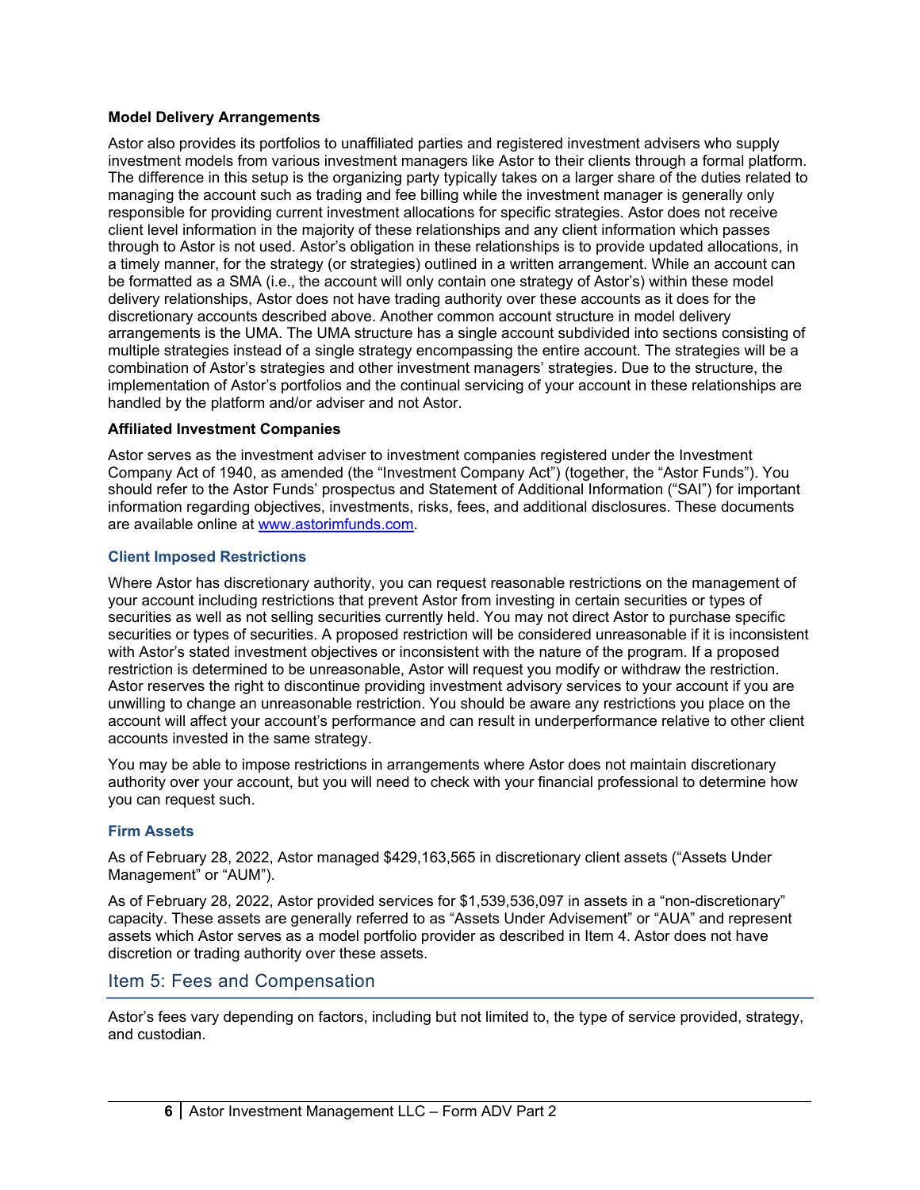**Model Delivery Arrangements**

Astor also provides its portfolios to unaffiliated parties and registered investment advisers who supply investment models from various investment managers like Astor to their clients through a formal platform. The difference in this setup is the organizing party typically takes on a larger share of the duties related to managing the account such as trading and fee billing while the investment manager is generally only responsible for providing current investment allocations for specific strategies. Astor does not receive client level information in the majority of these relationships and any client information which passes through to Astor is not used. Astor's obligation in these relationships is to provide updated allocations, in a timely manner, for the strategy (or strategies) outlined in a written arrangement. While an account can be formatted as a SMA (i.e., the account will only contain one strategy of Astor's) within these model delivery relationships, Astor does not have trading authority over these accounts as it does for the discretionary accounts described above. Another common account structure in model delivery arrangements is the UMA. The UMA structure has a single account subdivided into sections consisting of multiple strategies instead of a single strategy encompassing the entire account. The strategies will be a combination of Astor's strategies and other investment managers' strategies. Due to the structure, the implementation of Astor's portfolios and the continual servicing of your account in these relationships are handled by the platform and/or adviser and not Astor.

**Affiliated Investment Companies**

Astor serves as the investment adviser to investment companies registered under the Investment Company Act of 1940, as amended (the "Investment Company Act") (together, the "Astor Funds"). You should refer to the Astor Funds' prospectus and Statement of Additional Information ("SAI") for important information regarding objectives, investments, risks, fees, and additional disclosures. These documents are available online at [www.astorimfunds.com](http://www.astorimfunds.com).

### Client Imposed Restrictions

Where Astor has discretionary authority, you can request reasonable restrictions on the management of your account including restrictions that prevent Astor from investing in certain securities or types of securities as well as not selling securities currently held. You may not direct Astor to purchase specific securities or types of securities. A proposed restriction will be considered unreasonable if it is inconsistent with Astor's stated investment objectives or inconsistent with the nature of the program. If a proposed restriction is determined to be unreasonable, Astor will request you modify or withdraw the restriction. Astor reserves the right to discontinue providing investment advisory services to your account if you are unwilling to change an unreasonable restriction. You should be aware any restrictions you place on the account will affect your account's performance and can result in underperformance relative to other client accounts invested in the same strategy.

You may be able to impose restrictions in arrangements where Astor does not maintain discretionary authority over your account, but you will need to check with your financial professional to determine how you can request such.

### Firm Assets

As of February 28, 2022, Astor managed $429,163,565 in discretionary client assets ("Assets Under Management" or "AUM").

As of February 28, 2022, Astor provided services for $1,539,536,097 in assets in a "non-discretionary" capacity. These assets are generally referred to as "Assets Under Advisement" or "AUA" and represent assets which Astor serves as a model portfolio provider as described in Item 4. Astor does not have discretion or trading authority over these assets.

## Item 5: Fees and Compensation

Astor's fees vary depending on factors, including but not limited to, the type of service provided, strategy, and custodian.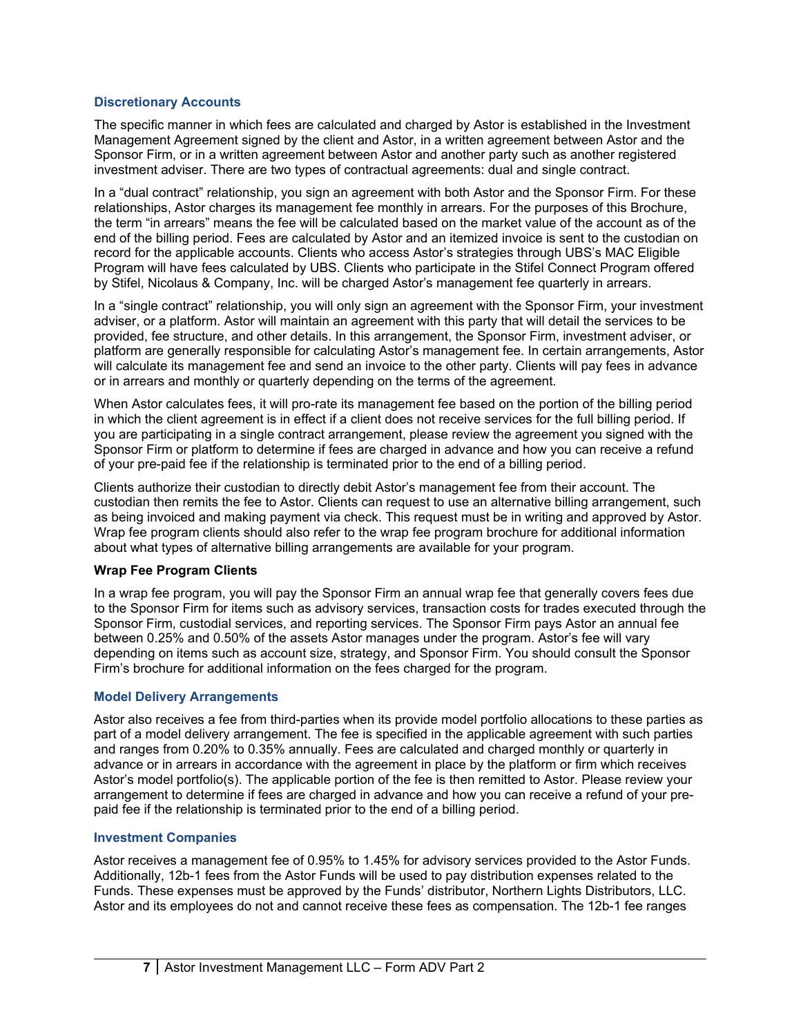### Discretionary Accounts

The specific manner in which fees are calculated and charged by Astor is established in the Investment Management Agreement signed by the client and Astor, in a written agreement between Astor and the Sponsor Firm, or in a written agreement between Astor and another party such as another registered investment adviser. There are two types of contractual agreements: dual and single contract.

In a "dual contract" relationship, you sign an agreement with both Astor and the Sponsor Firm. For these relationships, Astor charges its management fee monthly in arrears. For the purposes of this Brochure, the term "in arrears" means the fee will be calculated based on the market value of the account as of the end of the billing period. Fees are calculated by Astor and an itemized invoice is sent to the custodian on record for the applicable accounts. Clients who access Astor's strategies through UBS's MAC Eligible Program will have fees calculated by UBS. Clients who participate in the Stifel Connect Program offered by Stifel, Nicolaus & Company, Inc. will be charged Astor's management fee quarterly in arrears.

In a "single contract" relationship, you will only sign an agreement with the Sponsor Firm, your investment adviser, or a platform. Astor will maintain an agreement with this party that will detail the services to be provided, fee structure, and other details. In this arrangement, the Sponsor Firm, investment adviser, or platform are generally responsible for calculating Astor's management fee. In certain arrangements, Astor will calculate its management fee and send an invoice to the other party. Clients will pay fees in advance or in arrears and monthly or quarterly depending on the terms of the agreement.

When Astor calculates fees, it will pro-rate its management fee based on the portion of the billing period in which the client agreement is in effect if a client does not receive services for the full billing period. If you are participating in a single contract arrangement, please review the agreement you signed with the Sponsor Firm or platform to determine if fees are charged in advance and how you can receive a refund of your pre-paid fee if the relationship is terminated prior to the end of a billing period.

Clients authorize their custodian to directly debit Astor's management fee from their account. The custodian then remits the fee to Astor. Clients can request to use an alternative billing arrangement, such as being invoiced and making payment via check. This request must be in writing and approved by Astor. Wrap fee program clients should also refer to the wrap fee program brochure for additional information about what types of alternative billing arrangements are available for your program.

**Wrap Fee Program Clients**

In a wrap fee program, you will pay the Sponsor Firm an annual wrap fee that generally covers fees due to the Sponsor Firm for items such as advisory services, transaction costs for trades executed through the Sponsor Firm, custodial services, and reporting services. The Sponsor Firm pays Astor an annual fee between 0.25% and 0.50% of the assets Astor manages under the program. Astor's fee will vary depending on items such as account size, strategy, and Sponsor Firm. You should consult the Sponsor Firm's brochure for additional information on the fees charged for the program.

### Model Delivery Arrangements

Astor also receives a fee from third-parties when its provide model portfolio allocations to these parties as part of a model delivery arrangement. The fee is specified in the applicable agreement with such parties and ranges from 0.20% to 0.35% annually. Fees are calculated and charged monthly or quarterly in advance or in arrears in accordance with the agreement in place by the platform or firm which receives Astor's model portfolio(s). The applicable portion of the fee is then remitted to Astor. Please review your arrangement to determine if fees are charged in advance and how you can receive a refund of your pre-paid fee if the relationship is terminated prior to the end of a billing period.

### Investment Companies

Astor receives a management fee of 0.95% to 1.45% for advisory services provided to the Astor Funds. Additionally, 12b-1 fees from the Astor Funds will be used to pay distribution expenses related to the Funds. These expenses must be approved by the Funds' distributor, Northern Lights Distributors, LLC. Astor and its employees do not and cannot receive these fees as compensation. The 12b-1 fee ranges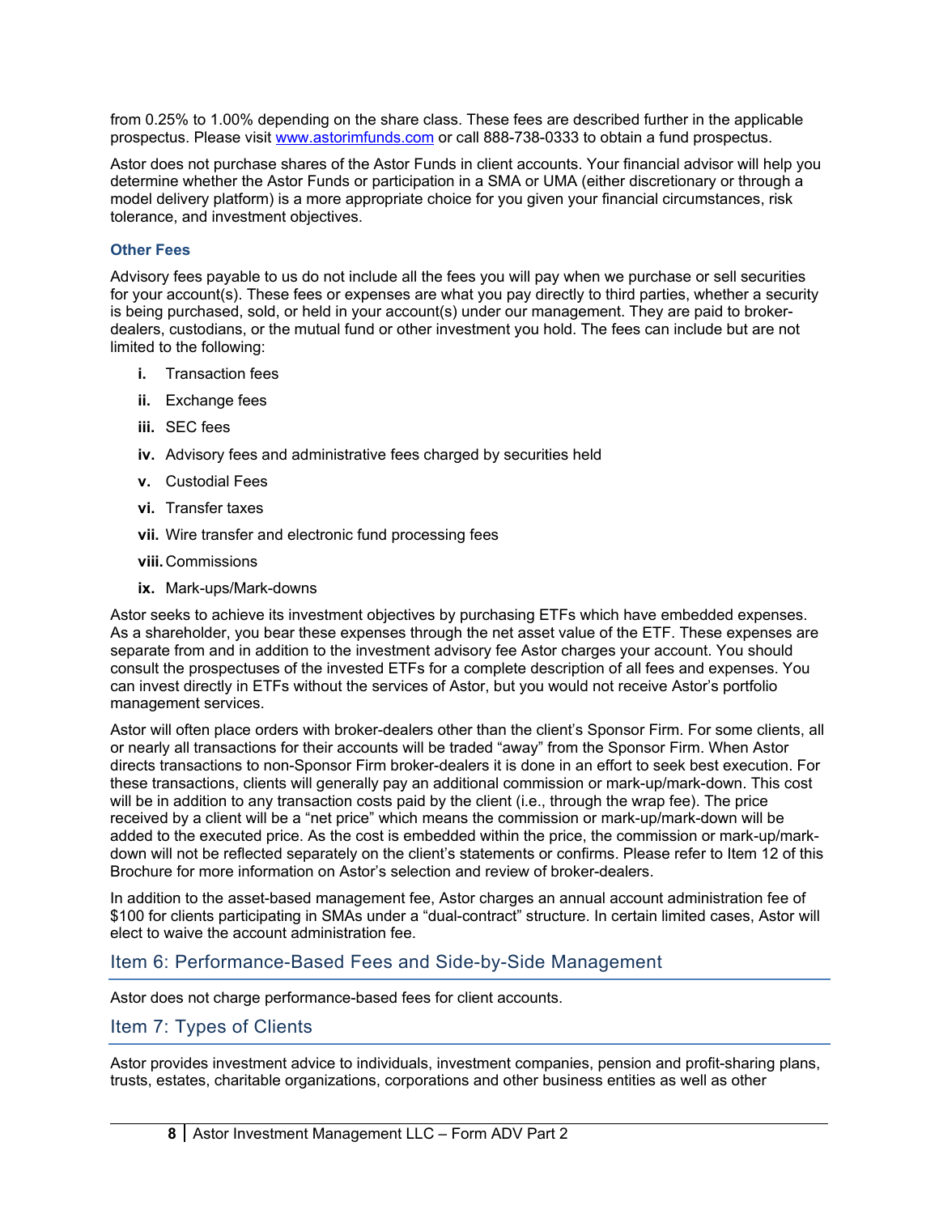from 0.25% to 1.00% depending on the share class. These fees are described further in the applicable prospectus. Please visit [www.astorimfunds.com](http://www.astorimfunds.com) or call 888-738-0333 to obtain a fund prospectus.

Astor does not purchase shares of the Astor Funds in client accounts. Your financial advisor will help you determine whether the Astor Funds or participation in a SMA or UMA (either discretionary or through a model delivery platform) is a more appropriate choice for you given your financial circumstances, risk tolerance, and investment objectives.

### Other Fees

Advisory fees payable to us do not include all the fees you will pay when we purchase or sell securities for your account(s). These fees or expenses are what you pay directly to third parties, whether a security is being purchased, sold, or held in your account(s) under our management. They are paid to broker-dealers, custodians, or the mutual fund or other investment you hold. The fees can include but are not limited to the following:

- **i.** Transaction fees
- **ii.** Exchange fees
- **iii.** SEC fees
- **iv.** Advisory fees and administrative fees charged by securities held
- **v.** Custodial Fees
- **vi.** Transfer taxes
- **vii.** Wire transfer and electronic fund processing fees
- **viii.** Commissions
- **ix.** Mark-ups/Mark-downs

Astor seeks to achieve its investment objectives by purchasing ETFs which have embedded expenses. As a shareholder, you bear these expenses through the net asset value of the ETF. These expenses are separate from and in addition to the investment advisory fee Astor charges your account. You should consult the prospectuses of the invested ETFs for a complete description of all fees and expenses. You can invest directly in ETFs without the services of Astor, but you would not receive Astor's portfolio management services.

Astor will often place orders with broker-dealers other than the client's Sponsor Firm. For some clients, all or nearly all transactions for their accounts will be traded "away" from the Sponsor Firm. When Astor directs transactions to non-Sponsor Firm broker-dealers it is done in an effort to seek best execution. For these transactions, clients will generally pay an additional commission or mark-up/mark-down. This cost will be in addition to any transaction costs paid by the client (i.e., through the wrap fee). The price received by a client will be a "net price" which means the commission or mark-up/mark-down will be added to the executed price. As the cost is embedded within the price, the commission or mark-up/mark-down will not be reflected separately on the client's statements or confirms. Please refer to Item 12 of this Brochure for more information on Astor's selection and review of broker-dealers.

In addition to the asset-based management fee, Astor charges an annual account administration fee of $100 for clients participating in SMAs under a "dual-contract" structure. In certain limited cases, Astor will elect to waive the account administration fee.

## Item 6: Performance-Based Fees and Side-by-Side Management

Astor does not charge performance-based fees for client accounts.

## Item 7: Types of Clients

Astor provides investment advice to individuals, investment companies, pension and profit-sharing plans, trusts, estates, charitable organizations, corporations and other business entities as well as other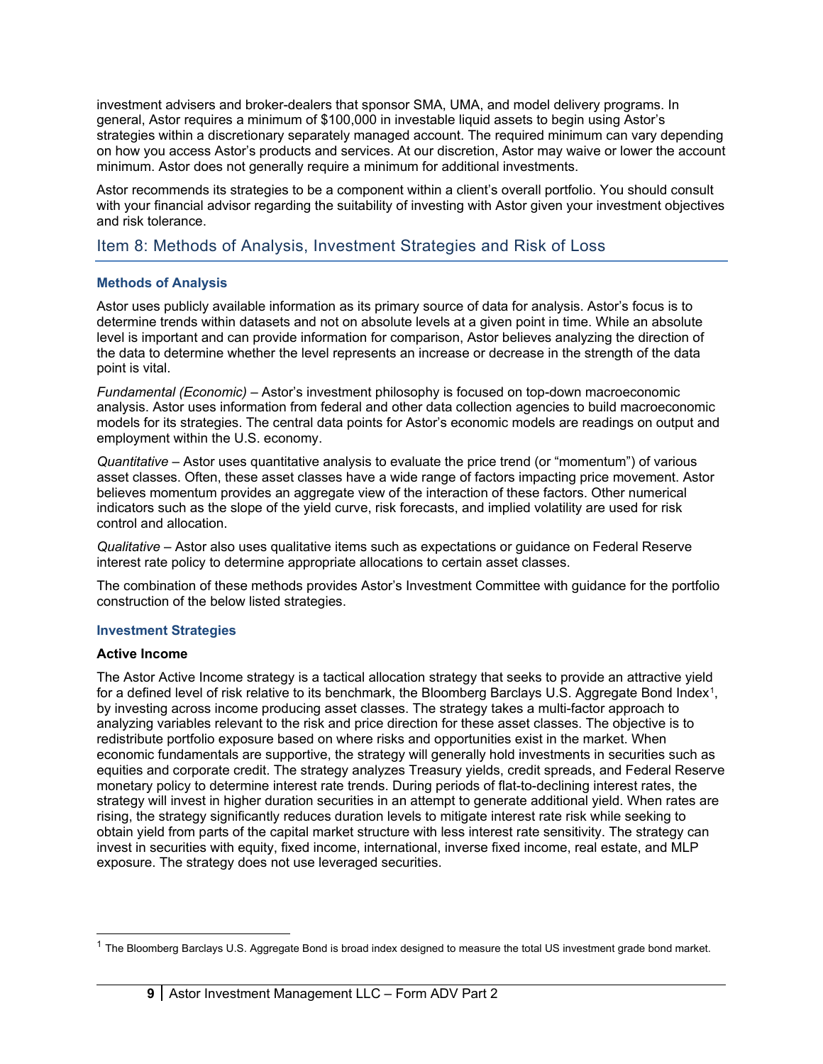investment advisers and broker-dealers that sponsor SMA, UMA, and model delivery programs. In general, Astor requires a minimum of $100,000 in investable liquid assets to begin using Astor's strategies within a discretionary separately managed account. The required minimum can vary depending on how you access Astor's products and services. At our discretion, Astor may waive or lower the account minimum. Astor does not generally require a minimum for additional investments.

Astor recommends its strategies to be a component within a client's overall portfolio. You should consult with your financial advisor regarding the suitability of investing with Astor given your investment objectives and risk tolerance.

## Item 8: Methods of Analysis, Investment Strategies and Risk of Loss

### Methods of Analysis

Astor uses publicly available information as its primary source of data for analysis. Astor's focus is to determine trends within datasets and not on absolute levels at a given point in time. While an absolute level is important and can provide information for comparison, Astor believes analyzing the direction of the data to determine whether the level represents an increase or decrease in the strength of the data point is vital.

*Fundamental (Economic)* – Astor's investment philosophy is focused on top-down macroeconomic analysis. Astor uses information from federal and other data collection agencies to build macroeconomic models for its strategies. The central data points for Astor's economic models are readings on output and employment within the U.S. economy.

*Quantitative* – Astor uses quantitative analysis to evaluate the price trend (or "momentum") of various asset classes. Often, these asset classes have a wide range of factors impacting price movement. Astor believes momentum provides an aggregate view of the interaction of these factors. Other numerical indicators such as the slope of the yield curve, risk forecasts, and implied volatility are used for risk control and allocation.

*Qualitative* – Astor also uses qualitative items such as expectations or guidance on Federal Reserve interest rate policy to determine appropriate allocations to certain asset classes.

The combination of these methods provides Astor's Investment Committee with guidance for the portfolio construction of the below listed strategies.

### Investment Strategies

**Active Income**

The Astor Active Income strategy is a tactical allocation strategy that seeks to provide an attractive yield for a defined level of risk relative to its benchmark, the Bloomberg Barclays U.S. Aggregate Bond Index[1], by investing across income producing asset classes. The strategy takes a multi-factor approach to analyzing variables relevant to the risk and price direction for these asset classes. The objective is to redistribute portfolio exposure based on where risks and opportunities exist in the market. When economic fundamentals are supportive, the strategy will generally hold investments in securities such as equities and corporate credit. The strategy analyzes Treasury yields, credit spreads, and Federal Reserve monetary policy to determine interest rate trends. During periods of flat-to-declining interest rates, the strategy will invest in higher duration securities in an attempt to generate additional yield. When rates are rising, the strategy significantly reduces duration levels to mitigate interest rate risk while seeking to obtain yield from parts of the capital market structure with less interest rate sensitivity. The strategy can invest in securities with equity, fixed income, international, inverse fixed income, real estate, and MLP exposure. The strategy does not use leveraged securities.

[1] The Bloomberg Barclays U.S. Aggregate Bond is broad index designed to measure the total US investment grade bond market.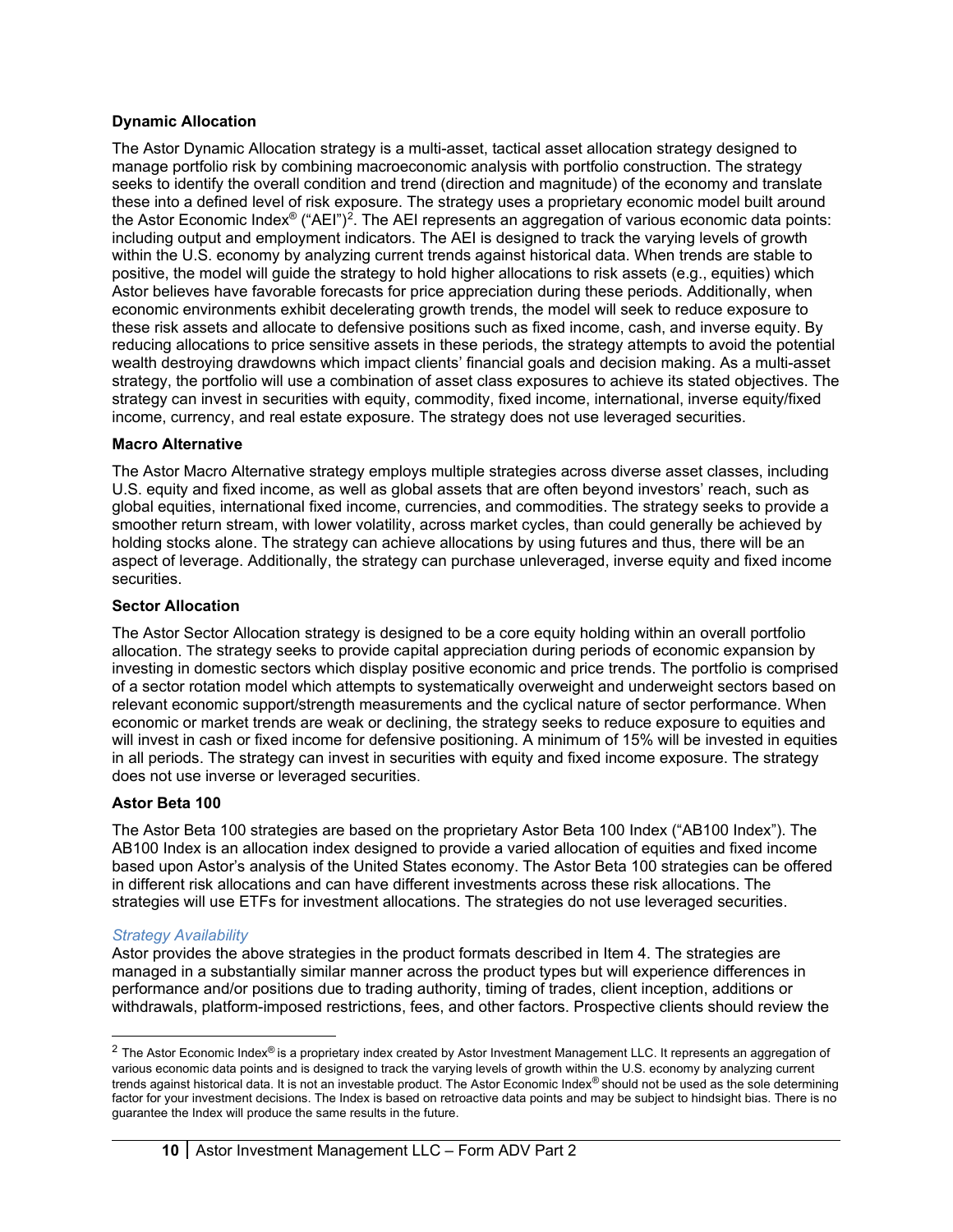**Dynamic Allocation**

The Astor Dynamic Allocation strategy is a multi-asset, tactical asset allocation strategy designed to manage portfolio risk by combining macroeconomic analysis with portfolio construction. The strategy seeks to identify the overall condition and trend (direction and magnitude) of the economy and translate these into a defined level of risk exposure. The strategy uses a proprietary economic model built around the Astor Economic Index® ("AEI")[2]. The AEI represents an aggregation of various economic data points: including output and employment indicators. The AEI is designed to track the varying levels of growth within the U.S. economy by analyzing current trends against historical data. When trends are stable to positive, the model will guide the strategy to hold higher allocations to risk assets (e.g., equities) which Astor believes have favorable forecasts for price appreciation during these periods. Additionally, when economic environments exhibit decelerating growth trends, the model will seek to reduce exposure to these risk assets and allocate to defensive positions such as fixed income, cash, and inverse equity. By reducing allocations to price sensitive assets in these periods, the strategy attempts to avoid the potential wealth destroying drawdowns which impact clients' financial goals and decision making. As a multi-asset strategy, the portfolio will use a combination of asset class exposures to achieve its stated objectives. The strategy can invest in securities with equity, commodity, fixed income, international, inverse equity/fixed income, currency, and real estate exposure. The strategy does not use leveraged securities.

**Macro Alternative**

The Astor Macro Alternative strategy employs multiple strategies across diverse asset classes, including U.S. equity and fixed income, as well as global assets that are often beyond investors' reach, such as global equities, international fixed income, currencies, and commodities. The strategy seeks to provide a smoother return stream, with lower volatility, across market cycles, than could generally be achieved by holding stocks alone. The strategy can achieve allocations by using futures and thus, there will be an aspect of leverage. Additionally, the strategy can purchase unleveraged, inverse equity and fixed income securities.

**Sector Allocation**

The Astor Sector Allocation strategy is designed to be a core equity holding within an overall portfolio allocation. The strategy seeks to provide capital appreciation during periods of economic expansion by investing in domestic sectors which display positive economic and price trends. The portfolio is comprised of a sector rotation model which attempts to systematically overweight and underweight sectors based on relevant economic support/strength measurements and the cyclical nature of sector performance. When economic or market trends are weak or declining, the strategy seeks to reduce exposure to equities and will invest in cash or fixed income for defensive positioning. A minimum of 15% will be invested in equities in all periods. The strategy can invest in securities with equity and fixed income exposure. The strategy does not use inverse or leveraged securities.

**Astor Beta 100**

The Astor Beta 100 strategies are based on the proprietary Astor Beta 100 Index ("AB100 Index"). The AB100 Index is an allocation index designed to provide a varied allocation of equities and fixed income based upon Astor's analysis of the United States economy. The Astor Beta 100 strategies can be offered in different risk allocations and can have different investments across these risk allocations. The strategies will use ETFs for investment allocations. The strategies do not use leveraged securities.

*Strategy Availability*

Astor provides the above strategies in the product formats described in Item 4. The strategies are managed in a substantially similar manner across the product types but will experience differences in performance and/or positions due to trading authority, timing of trades, client inception, additions or withdrawals, platform-imposed restrictions, fees, and other factors. Prospective clients should review the

[2] The Astor Economic Index® is a proprietary index created by Astor Investment Management LLC. It represents an aggregation of various economic data points and is designed to track the varying levels of growth within the U.S. economy by analyzing current trends against historical data. It is not an investable product. The Astor Economic Index® should not be used as the sole determining factor for your investment decisions. The Index is based on retroactive data points and may be subject to hindsight bias. There is no guarantee the Index will produce the same results in the future.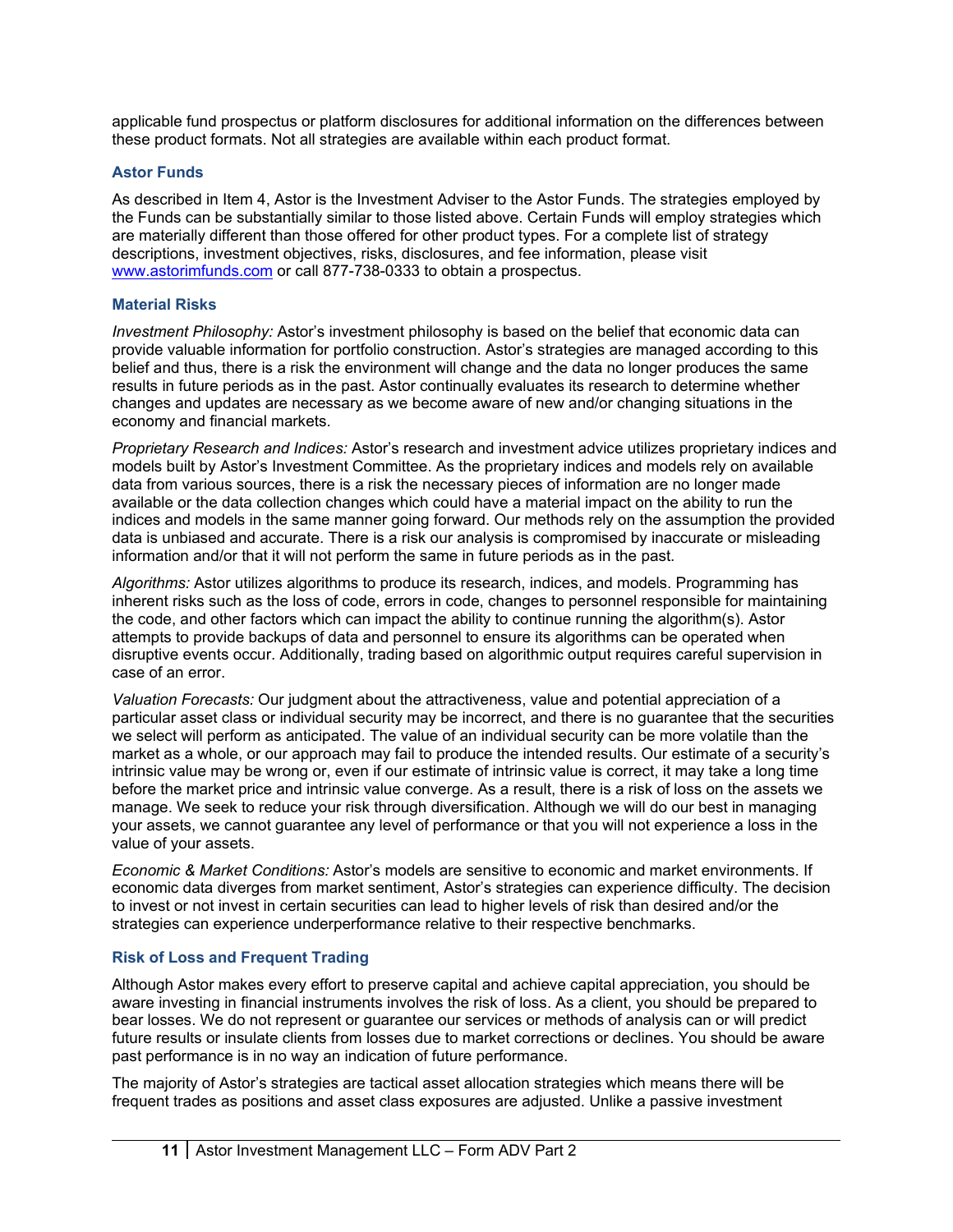applicable fund prospectus or platform disclosures for additional information on the differences between these product formats. Not all strategies are available within each product format.

### Astor Funds

As described in Item 4, Astor is the Investment Adviser to the Astor Funds. The strategies employed by the Funds can be substantially similar to those listed above. Certain Funds will employ strategies which are materially different than those offered for other product types. For a complete list of strategy descriptions, investment objectives, risks, disclosures, and fee information, please visit [www.astorimfunds.com](http://www.astorimfunds.com) or call 877-738-0333 to obtain a prospectus.

### Material Risks

*Investment Philosophy:* Astor's investment philosophy is based on the belief that economic data can provide valuable information for portfolio construction. Astor's strategies are managed according to this belief and thus, there is a risk the environment will change and the data no longer produces the same results in future periods as in the past. Astor continually evaluates its research to determine whether changes and updates are necessary as we become aware of new and/or changing situations in the economy and financial markets.

*Proprietary Research and Indices:* Astor's research and investment advice utilizes proprietary indices and models built by Astor's Investment Committee. As the proprietary indices and models rely on available data from various sources, there is a risk the necessary pieces of information are no longer made available or the data collection changes which could have a material impact on the ability to run the indices and models in the same manner going forward. Our methods rely on the assumption the provided data is unbiased and accurate. There is a risk our analysis is compromised by inaccurate or misleading information and/or that it will not perform the same in future periods as in the past.

*Algorithms:* Astor utilizes algorithms to produce its research, indices, and models. Programming has inherent risks such as the loss of code, errors in code, changes to personnel responsible for maintaining the code, and other factors which can impact the ability to continue running the algorithm(s). Astor attempts to provide backups of data and personnel to ensure its algorithms can be operated when disruptive events occur. Additionally, trading based on algorithmic output requires careful supervision in case of an error.

*Valuation Forecasts:* Our judgment about the attractiveness, value and potential appreciation of a particular asset class or individual security may be incorrect, and there is no guarantee that the securities we select will perform as anticipated. The value of an individual security can be more volatile than the market as a whole, or our approach may fail to produce the intended results. Our estimate of a security's intrinsic value may be wrong or, even if our estimate of intrinsic value is correct, it may take a long time before the market price and intrinsic value converge. As a result, there is a risk of loss on the assets we manage. We seek to reduce your risk through diversification. Although we will do our best in managing your assets, we cannot guarantee any level of performance or that you will not experience a loss in the value of your assets.

*Economic & Market Conditions:* Astor's models are sensitive to economic and market environments. If economic data diverges from market sentiment, Astor's strategies can experience difficulty. The decision to invest or not invest in certain securities can lead to higher levels of risk than desired and/or the strategies can experience underperformance relative to their respective benchmarks.

### Risk of Loss and Frequent Trading

Although Astor makes every effort to preserve capital and achieve capital appreciation, you should be aware investing in financial instruments involves the risk of loss. As a client, you should be prepared to bear losses. We do not represent or guarantee our services or methods of analysis can or will predict future results or insulate clients from losses due to market corrections or declines. You should be aware past performance is in no way an indication of future performance.

The majority of Astor's strategies are tactical asset allocation strategies which means there will be frequent trades as positions and asset class exposures are adjusted. Unlike a passive investment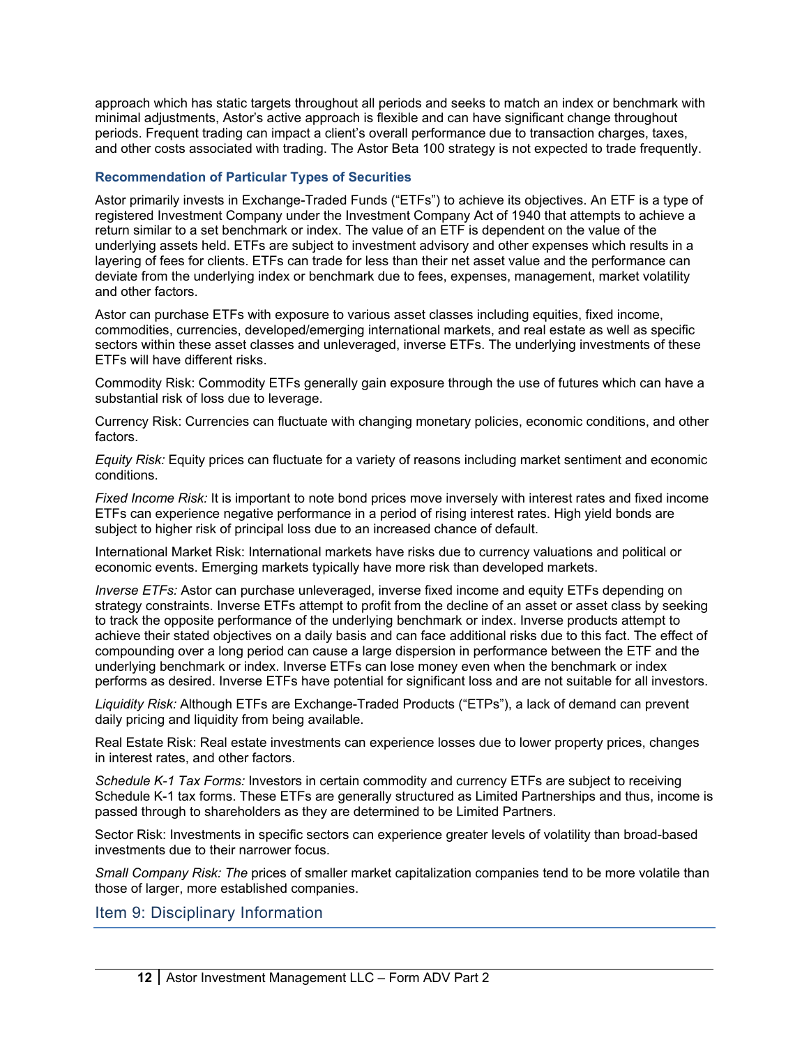approach which has static targets throughout all periods and seeks to match an index or benchmark with minimal adjustments, Astor's active approach is flexible and can have significant change throughout periods. Frequent trading can impact a client's overall performance due to transaction charges, taxes, and other costs associated with trading. The Astor Beta 100 strategy is not expected to trade frequently.

### Recommendation of Particular Types of Securities

Astor primarily invests in Exchange-Traded Funds ("ETFs") to achieve its objectives. An ETF is a type of registered Investment Company under the Investment Company Act of 1940 that attempts to achieve a return similar to a set benchmark or index. The value of an ETF is dependent on the value of the underlying assets held. ETFs are subject to investment advisory and other expenses which results in a layering of fees for clients. ETFs can trade for less than their net asset value and the performance can deviate from the underlying index or benchmark due to fees, expenses, management, market volatility and other factors.

Astor can purchase ETFs with exposure to various asset classes including equities, fixed income, commodities, currencies, developed/emerging international markets, and real estate as well as specific sectors within these asset classes and unleveraged, inverse ETFs. The underlying investments of these ETFs will have different risks.

Commodity Risk: Commodity ETFs generally gain exposure through the use of futures which can have a substantial risk of loss due to leverage.

Currency Risk: Currencies can fluctuate with changing monetary policies, economic conditions, and other factors.

*Equity Risk:* Equity prices can fluctuate for a variety of reasons including market sentiment and economic conditions.

*Fixed Income Risk:* It is important to note bond prices move inversely with interest rates and fixed income ETFs can experience negative performance in a period of rising interest rates. High yield bonds are subject to higher risk of principal loss due to an increased chance of default.

International Market Risk: International markets have risks due to currency valuations and political or economic events. Emerging markets typically have more risk than developed markets.

*Inverse ETFs:* Astor can purchase unleveraged, inverse fixed income and equity ETFs depending on strategy constraints. Inverse ETFs attempt to profit from the decline of an asset or asset class by seeking to track the opposite performance of the underlying benchmark or index. Inverse products attempt to achieve their stated objectives on a daily basis and can face additional risks due to this fact. The effect of compounding over a long period can cause a large dispersion in performance between the ETF and the underlying benchmark or index. Inverse ETFs can lose money even when the benchmark or index performs as desired. Inverse ETFs have potential for significant loss and are not suitable for all investors.

*Liquidity Risk:* Although ETFs are Exchange-Traded Products ("ETPs"), a lack of demand can prevent daily pricing and liquidity from being available.

Real Estate Risk: Real estate investments can experience losses due to lower property prices, changes in interest rates, and other factors.

*Schedule K-1 Tax Forms:* Investors in certain commodity and currency ETFs are subject to receiving Schedule K-1 tax forms. These ETFs are generally structured as Limited Partnerships and thus, income is passed through to shareholders as they are determined to be Limited Partners.

Sector Risk: Investments in specific sectors can experience greater levels of volatility than broad-based investments due to their narrower focus.

*Small Company Risk: The* prices of smaller market capitalization companies tend to be more volatile than those of larger, more established companies.

## Item 9: Disciplinary Information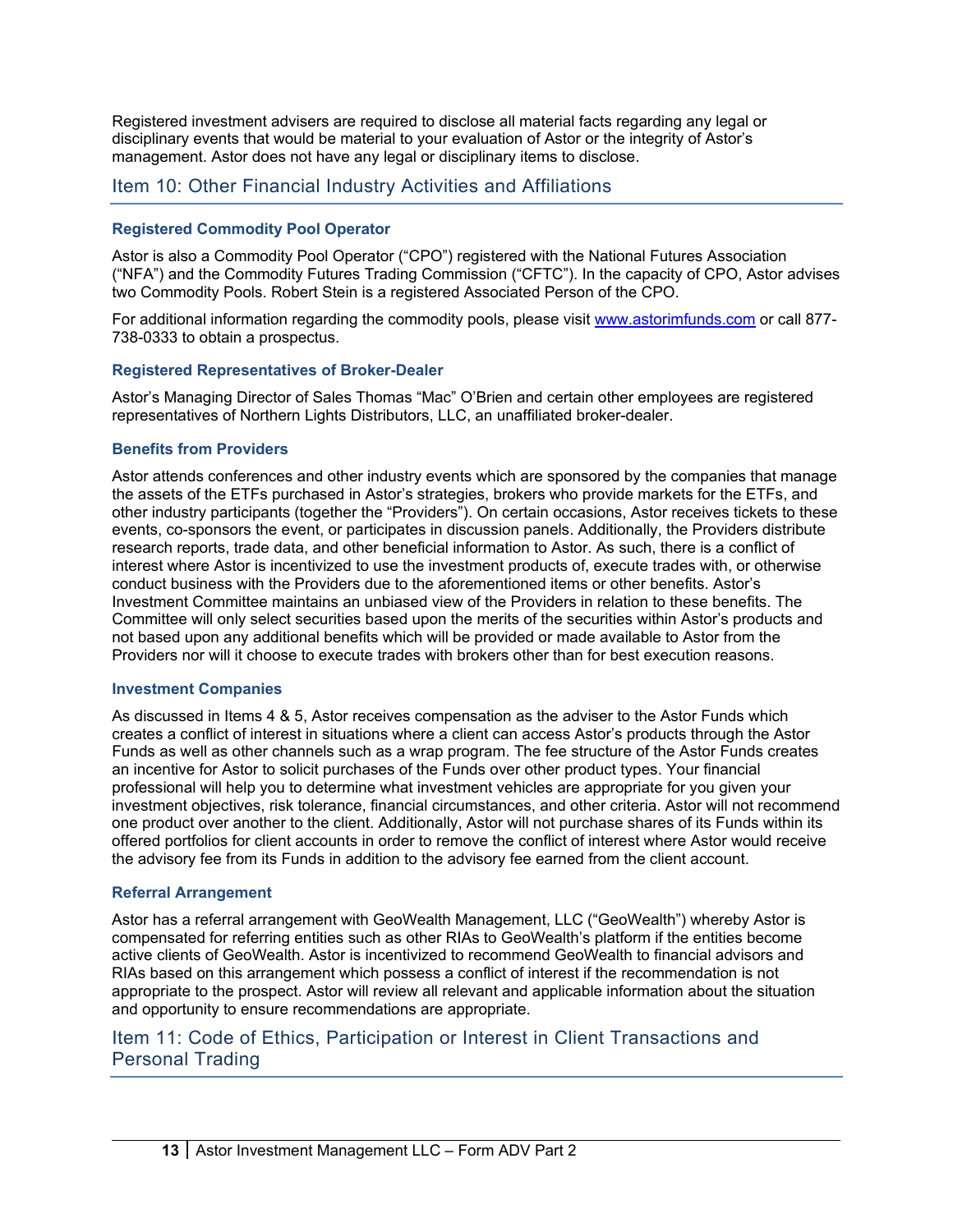Registered investment advisers are required to disclose all material facts regarding any legal or disciplinary events that would be material to your evaluation of Astor or the integrity of Astor's management. Astor does not have any legal or disciplinary items to disclose.

## Item 10: Other Financial Industry Activities and Affiliations

### Registered Commodity Pool Operator

Astor is also a Commodity Pool Operator ("CPO") registered with the National Futures Association ("NFA") and the Commodity Futures Trading Commission ("CFTC"). In the capacity of CPO, Astor advises two Commodity Pools. Robert Stein is a registered Associated Person of the CPO.

For additional information regarding the commodity pools, please visit www.astorimfunds.com or call 877-738-0333 to obtain a prospectus.

### Registered Representatives of Broker-Dealer

Astor's Managing Director of Sales Thomas "Mac" O'Brien and certain other employees are registered representatives of Northern Lights Distributors, LLC, an unaffiliated broker-dealer.

### Benefits from Providers

Astor attends conferences and other industry events which are sponsored by the companies that manage the assets of the ETFs purchased in Astor's strategies, brokers who provide markets for the ETFs, and other industry participants (together the "Providers"). On certain occasions, Astor receives tickets to these events, co-sponsors the event, or participates in discussion panels. Additionally, the Providers distribute research reports, trade data, and other beneficial information to Astor. As such, there is a conflict of interest where Astor is incentivized to use the investment products of, execute trades with, or otherwise conduct business with the Providers due to the aforementioned items or other benefits. Astor's Investment Committee maintains an unbiased view of the Providers in relation to these benefits. The Committee will only select securities based upon the merits of the securities within Astor's products and not based upon any additional benefits which will be provided or made available to Astor from the Providers nor will it choose to execute trades with brokers other than for best execution reasons.

### Investment Companies

As discussed in Items 4 & 5, Astor receives compensation as the adviser to the Astor Funds which creates a conflict of interest in situations where a client can access Astor's products through the Astor Funds as well as other channels such as a wrap program. The fee structure of the Astor Funds creates an incentive for Astor to solicit purchases of the Funds over other product types. Your financial professional will help you to determine what investment vehicles are appropriate for you given your investment objectives, risk tolerance, financial circumstances, and other criteria. Astor will not recommend one product over another to the client. Additionally, Astor will not purchase shares of its Funds within its offered portfolios for client accounts in order to remove the conflict of interest where Astor would receive the advisory fee from its Funds in addition to the advisory fee earned from the client account.

### Referral Arrangement

Astor has a referral arrangement with GeoWealth Management, LLC ("GeoWealth") whereby Astor is compensated for referring entities such as other RIAs to GeoWealth's platform if the entities become active clients of GeoWealth. Astor is incentivized to recommend GeoWealth to financial advisors and RIAs based on this arrangement which possess a conflict of interest if the recommendation is not appropriate to the prospect. Astor will review all relevant and applicable information about the situation and opportunity to ensure recommendations are appropriate.

## Item 11: Code of Ethics, Participation or Interest in Client Transactions and Personal Trading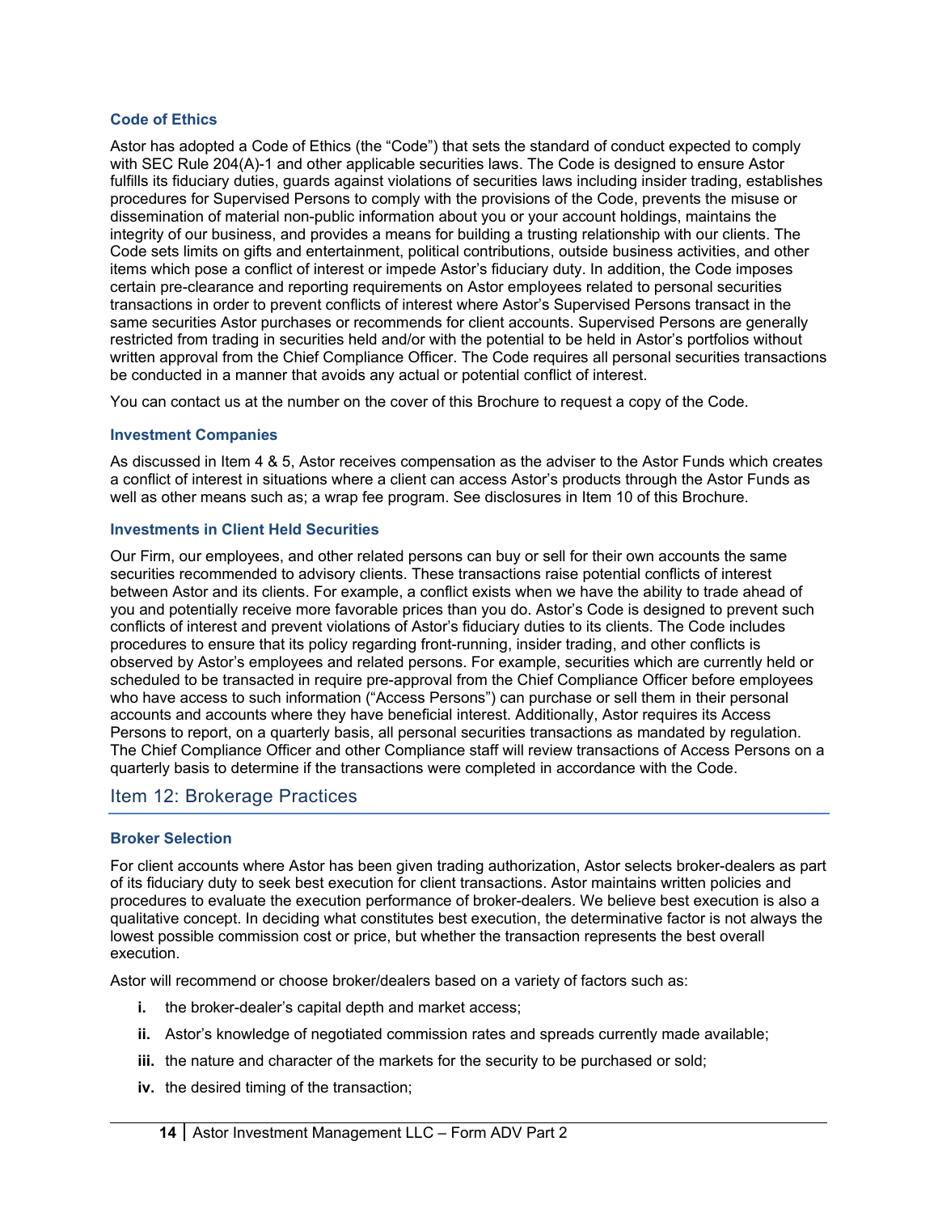### Code of Ethics

Astor has adopted a Code of Ethics (the "Code") that sets the standard of conduct expected to comply with SEC Rule 204(A)-1 and other applicable securities laws. The Code is designed to ensure Astor fulfills its fiduciary duties, guards against violations of securities laws including insider trading, establishes procedures for Supervised Persons to comply with the provisions of the Code, prevents the misuse or dissemination of material non-public information about you or your account holdings, maintains the integrity of our business, and provides a means for building a trusting relationship with our clients. The Code sets limits on gifts and entertainment, political contributions, outside business activities, and other items which pose a conflict of interest or impede Astor's fiduciary duty. In addition, the Code imposes certain pre-clearance and reporting requirements on Astor employees related to personal securities transactions in order to prevent conflicts of interest where Astor's Supervised Persons transact in the same securities Astor purchases or recommends for client accounts. Supervised Persons are generally restricted from trading in securities held and/or with the potential to be held in Astor's portfolios without written approval from the Chief Compliance Officer. The Code requires all personal securities transactions be conducted in a manner that avoids any actual or potential conflict of interest.

You can contact us at the number on the cover of this Brochure to request a copy of the Code.

### Investment Companies

As discussed in Item 4 & 5, Astor receives compensation as the adviser to the Astor Funds which creates a conflict of interest in situations where a client can access Astor's products through the Astor Funds as well as other means such as; a wrap fee program. See disclosures in Item 10 of this Brochure.

### Investments in Client Held Securities

Our Firm, our employees, and other related persons can buy or sell for their own accounts the same securities recommended to advisory clients. These transactions raise potential conflicts of interest between Astor and its clients. For example, a conflict exists when we have the ability to trade ahead of you and potentially receive more favorable prices than you do. Astor's Code is designed to prevent such conflicts of interest and prevent violations of Astor's fiduciary duties to its clients. The Code includes procedures to ensure that its policy regarding front-running, insider trading, and other conflicts is observed by Astor's employees and related persons. For example, securities which are currently held or scheduled to be transacted in require pre-approval from the Chief Compliance Officer before employees who have access to such information ("Access Persons") can purchase or sell them in their personal accounts and accounts where they have beneficial interest. Additionally, Astor requires its Access Persons to report, on a quarterly basis, all personal securities transactions as mandated by regulation. The Chief Compliance Officer and other Compliance staff will review transactions of Access Persons on a quarterly basis to determine if the transactions were completed in accordance with the Code.

## Item 12: Brokerage Practices

### Broker Selection

For client accounts where Astor has been given trading authorization, Astor selects broker-dealers as part of its fiduciary duty to seek best execution for client transactions. Astor maintains written policies and procedures to evaluate the execution performance of broker-dealers. We believe best execution is also a qualitative concept. In deciding what constitutes best execution, the determinative factor is not always the lowest possible commission cost or price, but whether the transaction represents the best overall execution.

Astor will recommend or choose broker/dealers based on a variety of factors such as:

- **i.** the broker-dealer's capital depth and market access;
- **ii.** Astor's knowledge of negotiated commission rates and spreads currently made available;
- **iii.** the nature and character of the markets for the security to be purchased or sold;
- **iv.** the desired timing of the transaction;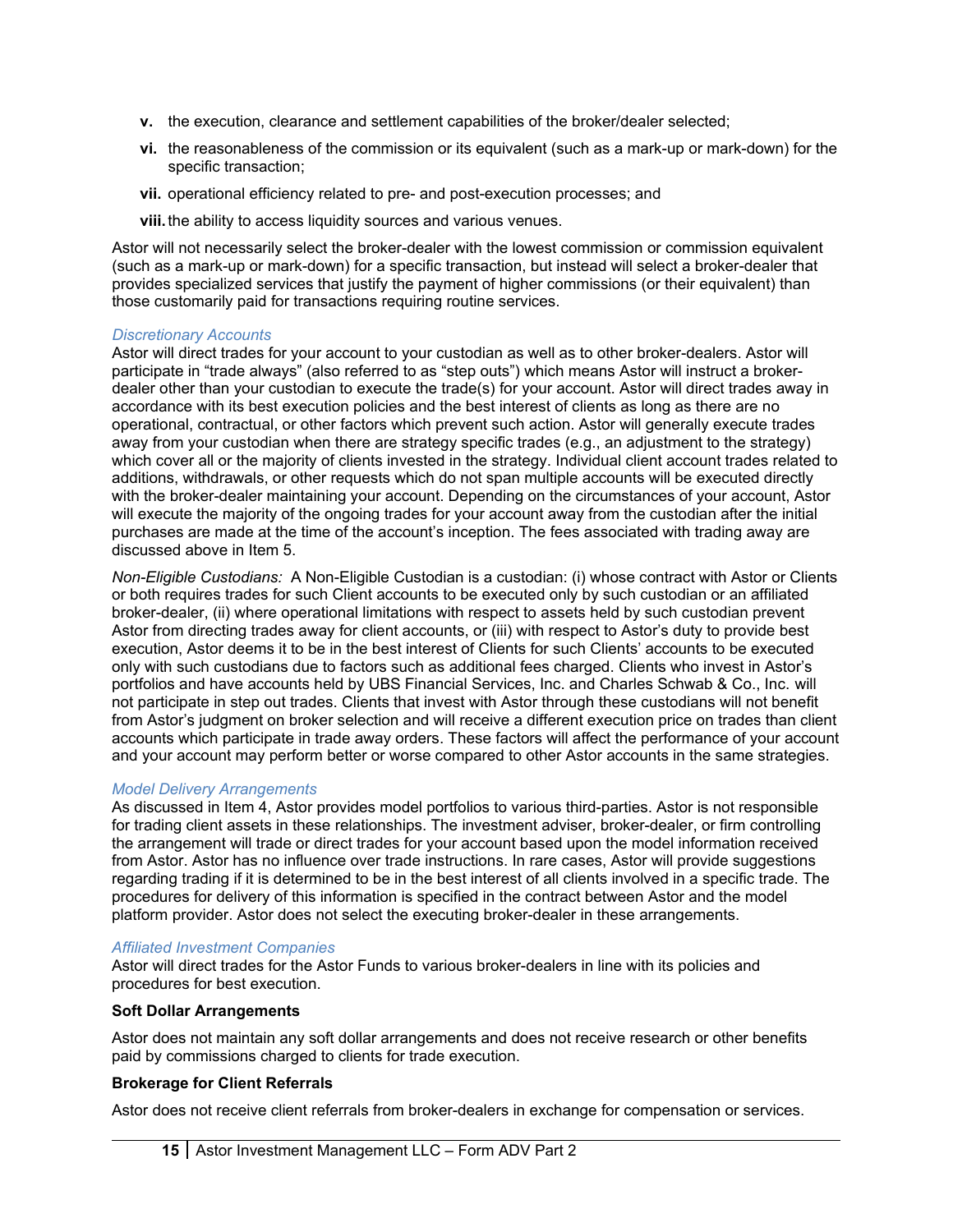- **v.** the execution, clearance and settlement capabilities of the broker/dealer selected;
- **vi.** the reasonableness of the commission or its equivalent (such as a mark-up or mark-down) for the specific transaction;
- **vii.** operational efficiency related to pre- and post-execution processes; and
- **viii.** the ability to access liquidity sources and various venues.

Astor will not necessarily select the broker-dealer with the lowest commission or commission equivalent (such as a mark-up or mark-down) for a specific transaction, but instead will select a broker-dealer that provides specialized services that justify the payment of higher commissions (or their equivalent) than those customarily paid for transactions requiring routine services.

*Discretionary Accounts*

Astor will direct trades for your account to your custodian as well as to other broker-dealers. Astor will participate in "trade always" (also referred to as "step outs") which means Astor will instruct a broker-dealer other than your custodian to execute the trade(s) for your account. Astor will direct trades away in accordance with its best execution policies and the best interest of clients as long as there are no operational, contractual, or other factors which prevent such action. Astor will generally execute trades away from your custodian when there are strategy specific trades (e.g., an adjustment to the strategy) which cover all or the majority of clients invested in the strategy. Individual client account trades related to additions, withdrawals, or other requests which do not span multiple accounts will be executed directly with the broker-dealer maintaining your account. Depending on the circumstances of your account, Astor will execute the majority of the ongoing trades for your account away from the custodian after the initial purchases are made at the time of the account's inception. The fees associated with trading away are discussed above in Item 5.

*Non-Eligible Custodians:* A Non-Eligible Custodian is a custodian: (i) whose contract with Astor or Clients or both requires trades for such Client accounts to be executed only by such custodian or an affiliated broker-dealer, (ii) where operational limitations with respect to assets held by such custodian prevent Astor from directing trades away for client accounts, or (iii) with respect to Astor's duty to provide best execution, Astor deems it to be in the best interest of Clients for such Clients' accounts to be executed only with such custodians due to factors such as additional fees charged. Clients who invest in Astor's portfolios and have accounts held by UBS Financial Services, Inc. and Charles Schwab & Co., Inc. will not participate in step out trades. Clients that invest with Astor through these custodians will not benefit from Astor's judgment on broker selection and will receive a different execution price on trades than client accounts which participate in trade away orders. These factors will affect the performance of your account and your account may perform better or worse compared to other Astor accounts in the same strategies.

*Model Delivery Arrangements*

As discussed in Item 4, Astor provides model portfolios to various third-parties. Astor is not responsible for trading client assets in these relationships. The investment adviser, broker-dealer, or firm controlling the arrangement will trade or direct trades for your account based upon the model information received from Astor. Astor has no influence over trade instructions. In rare cases, Astor will provide suggestions regarding trading if it is determined to be in the best interest of all clients involved in a specific trade. The procedures for delivery of this information is specified in the contract between Astor and the model platform provider. Astor does not select the executing broker-dealer in these arrangements.

*Affiliated Investment Companies*

Astor will direct trades for the Astor Funds to various broker-dealers in line with its policies and procedures for best execution.

**Soft Dollar Arrangements**

Astor does not maintain any soft dollar arrangements and does not receive research or other benefits paid by commissions charged to clients for trade execution.

**Brokerage for Client Referrals**

Astor does not receive client referrals from broker-dealers in exchange for compensation or services.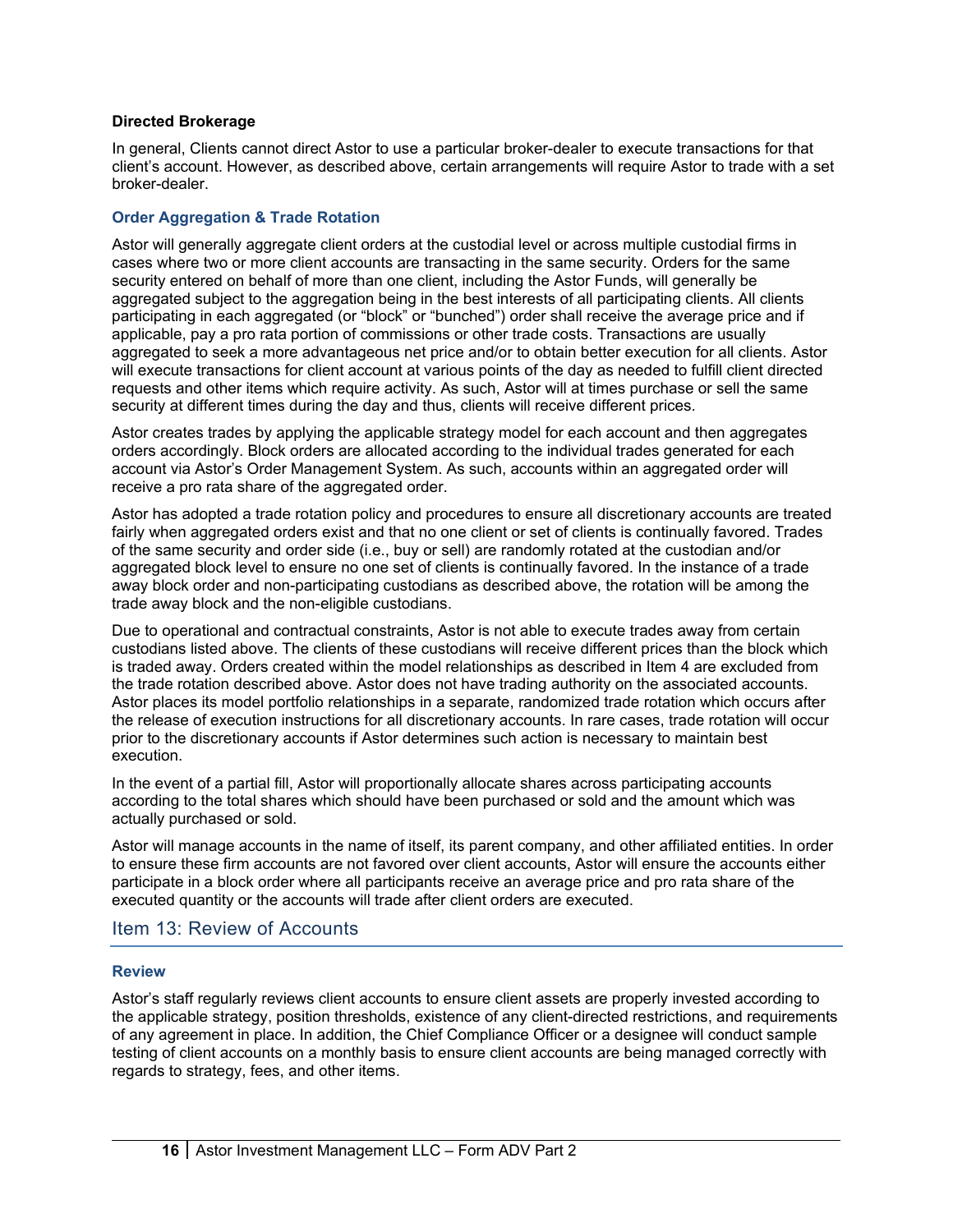**Directed Brokerage**

In general, Clients cannot direct Astor to use a particular broker-dealer to execute transactions for that client's account. However, as described above, certain arrangements will require Astor to trade with a set broker-dealer.

### Order Aggregation & Trade Rotation

Astor will generally aggregate client orders at the custodial level or across multiple custodial firms in cases where two or more client accounts are transacting in the same security. Orders for the same security entered on behalf of more than one client, including the Astor Funds, will generally be aggregated subject to the aggregation being in the best interests of all participating clients. All clients participating in each aggregated (or "block" or "bunched") order shall receive the average price and if applicable, pay a pro rata portion of commissions or other trade costs. Transactions are usually aggregated to seek a more advantageous net price and/or to obtain better execution for all clients. Astor will execute transactions for client account at various points of the day as needed to fulfill client directed requests and other items which require activity. As such, Astor will at times purchase or sell the same security at different times during the day and thus, clients will receive different prices.

Astor creates trades by applying the applicable strategy model for each account and then aggregates orders accordingly. Block orders are allocated according to the individual trades generated for each account via Astor's Order Management System. As such, accounts within an aggregated order will receive a pro rata share of the aggregated order.

Astor has adopted a trade rotation policy and procedures to ensure all discretionary accounts are treated fairly when aggregated orders exist and that no one client or set of clients is continually favored. Trades of the same security and order side (i.e., buy or sell) are randomly rotated at the custodian and/or aggregated block level to ensure no one set of clients is continually favored. In the instance of a trade away block order and non-participating custodians as described above, the rotation will be among the trade away block and the non-eligible custodians.

Due to operational and contractual constraints, Astor is not able to execute trades away from certain custodians listed above. The clients of these custodians will receive different prices than the block which is traded away. Orders created within the model relationships as described in Item 4 are excluded from the trade rotation described above. Astor does not have trading authority on the associated accounts. Astor places its model portfolio relationships in a separate, randomized trade rotation which occurs after the release of execution instructions for all discretionary accounts. In rare cases, trade rotation will occur prior to the discretionary accounts if Astor determines such action is necessary to maintain best execution.

In the event of a partial fill, Astor will proportionally allocate shares across participating accounts according to the total shares which should have been purchased or sold and the amount which was actually purchased or sold.

Astor will manage accounts in the name of itself, its parent company, and other affiliated entities. In order to ensure these firm accounts are not favored over client accounts, Astor will ensure the accounts either participate in a block order where all participants receive an average price and pro rata share of the executed quantity or the accounts will trade after client orders are executed.

## Item 13: Review of Accounts

### Review

Astor's staff regularly reviews client accounts to ensure client assets are properly invested according to the applicable strategy, position thresholds, existence of any client-directed restrictions, and requirements of any agreement in place. In addition, the Chief Compliance Officer or a designee will conduct sample testing of client accounts on a monthly basis to ensure client accounts are being managed correctly with regards to strategy, fees, and other items.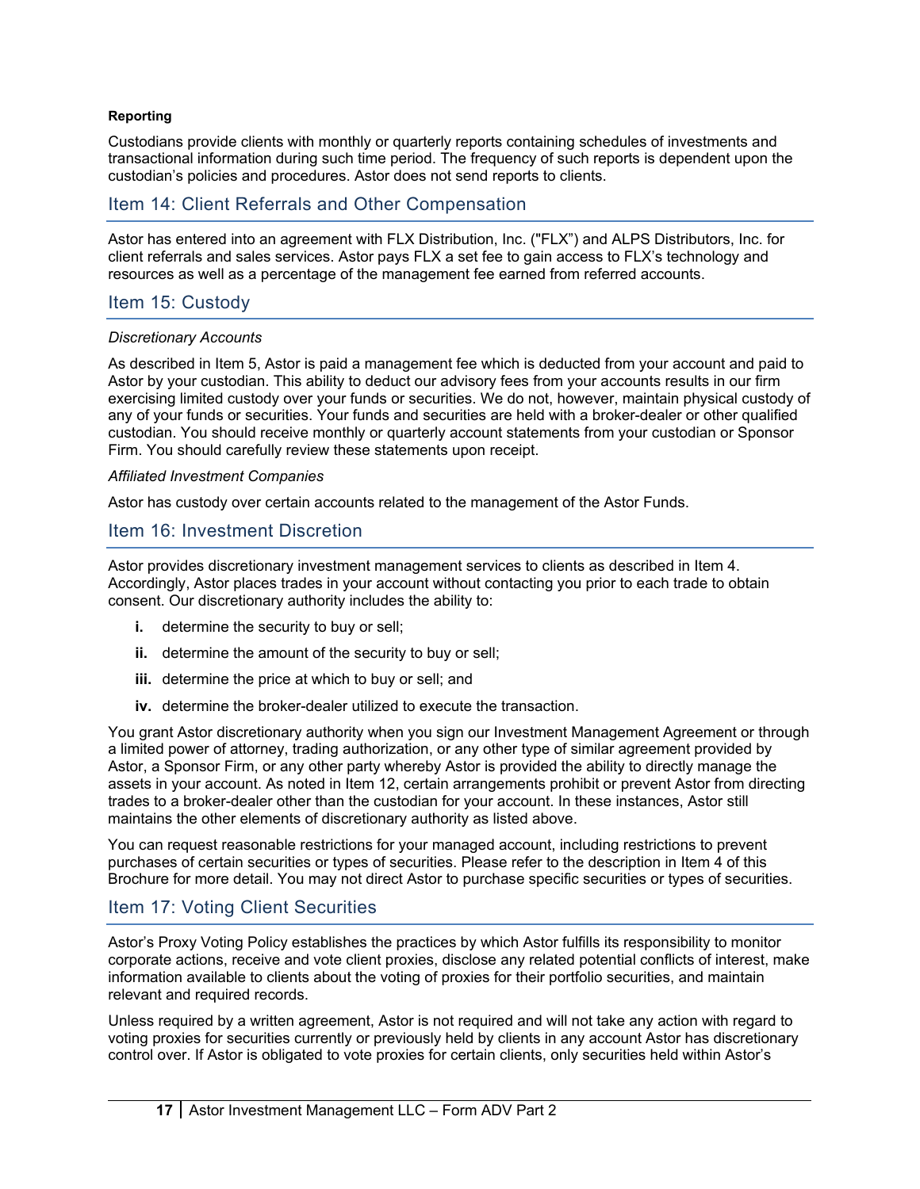#### Reporting

Custodians provide clients with monthly or quarterly reports containing schedules of investments and transactional information during such time period. The frequency of such reports is dependent upon the custodian's policies and procedures. Astor does not send reports to clients.

## Item 14: Client Referrals and Other Compensation

Astor has entered into an agreement with FLX Distribution, Inc. ("FLX") and ALPS Distributors, Inc. for client referrals and sales services. Astor pays FLX a set fee to gain access to FLX's technology and resources as well as a percentage of the management fee earned from referred accounts.

## Item 15: Custody

*Discretionary Accounts*

As described in Item 5, Astor is paid a management fee which is deducted from your account and paid to Astor by your custodian. This ability to deduct our advisory fees from your accounts results in our firm exercising limited custody over your funds or securities. We do not, however, maintain physical custody of any of your funds or securities. Your funds and securities are held with a broker-dealer or other qualified custodian. You should receive monthly or quarterly account statements from your custodian or Sponsor Firm. You should carefully review these statements upon receipt.

*Affiliated Investment Companies*

Astor has custody over certain accounts related to the management of the Astor Funds.

## Item 16: Investment Discretion

Astor provides discretionary investment management services to clients as described in Item 4. Accordingly, Astor places trades in your account without contacting you prior to each trade to obtain consent. Our discretionary authority includes the ability to:

- **i.** determine the security to buy or sell;
- **ii.** determine the amount of the security to buy or sell;
- **iii.** determine the price at which to buy or sell; and
- **iv.** determine the broker-dealer utilized to execute the transaction.

You grant Astor discretionary authority when you sign our Investment Management Agreement or through a limited power of attorney, trading authorization, or any other type of similar agreement provided by Astor, a Sponsor Firm, or any other party whereby Astor is provided the ability to directly manage the assets in your account. As noted in Item 12, certain arrangements prohibit or prevent Astor from directing trades to a broker-dealer other than the custodian for your account. In these instances, Astor still maintains the other elements of discretionary authority as listed above.

You can request reasonable restrictions for your managed account, including restrictions to prevent purchases of certain securities or types of securities. Please refer to the description in Item 4 of this Brochure for more detail. You may not direct Astor to purchase specific securities or types of securities.

## Item 17: Voting Client Securities

Astor's Proxy Voting Policy establishes the practices by which Astor fulfills its responsibility to monitor corporate actions, receive and vote client proxies, disclose any related potential conflicts of interest, make information available to clients about the voting of proxies for their portfolio securities, and maintain relevant and required records.

Unless required by a written agreement, Astor is not required and will not take any action with regard to voting proxies for securities currently or previously held by clients in any account Astor has discretionary control over. If Astor is obligated to vote proxies for certain clients, only securities held within Astor's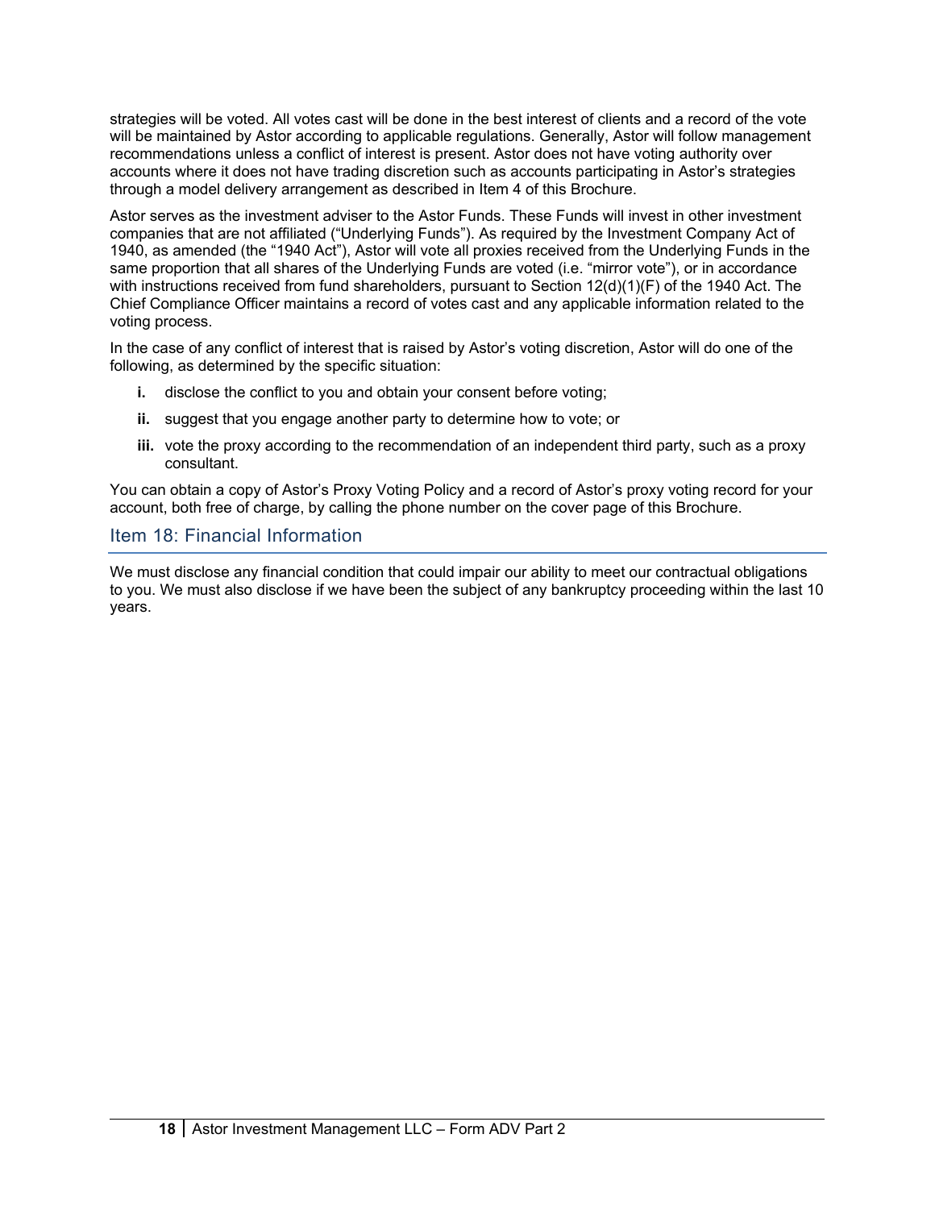strategies will be voted. All votes cast will be done in the best interest of clients and a record of the vote will be maintained by Astor according to applicable regulations. Generally, Astor will follow management recommendations unless a conflict of interest is present. Astor does not have voting authority over accounts where it does not have trading discretion such as accounts participating in Astor's strategies through a model delivery arrangement as described in Item 4 of this Brochure.

Astor serves as the investment adviser to the Astor Funds. These Funds will invest in other investment companies that are not affiliated ("Underlying Funds"). As required by the Investment Company Act of 1940, as amended (the "1940 Act"), Astor will vote all proxies received from the Underlying Funds in the same proportion that all shares of the Underlying Funds are voted (i.e. "mirror vote"), or in accordance with instructions received from fund shareholders, pursuant to Section 12(d)(1)(F) of the 1940 Act. The Chief Compliance Officer maintains a record of votes cast and any applicable information related to the voting process.

In the case of any conflict of interest that is raised by Astor's voting discretion, Astor will do one of the following, as determined by the specific situation:

- **i.** disclose the conflict to you and obtain your consent before voting;
- **ii.** suggest that you engage another party to determine how to vote; or
- **iii.** vote the proxy according to the recommendation of an independent third party, such as a proxy consultant.

You can obtain a copy of Astor's Proxy Voting Policy and a record of Astor's proxy voting record for your account, both free of charge, by calling the phone number on the cover page of this Brochure.

## Item 18: Financial Information

We must disclose any financial condition that could impair our ability to meet our contractual obligations to you. We must also disclose if we have been the subject of any bankruptcy proceeding within the last 10 years.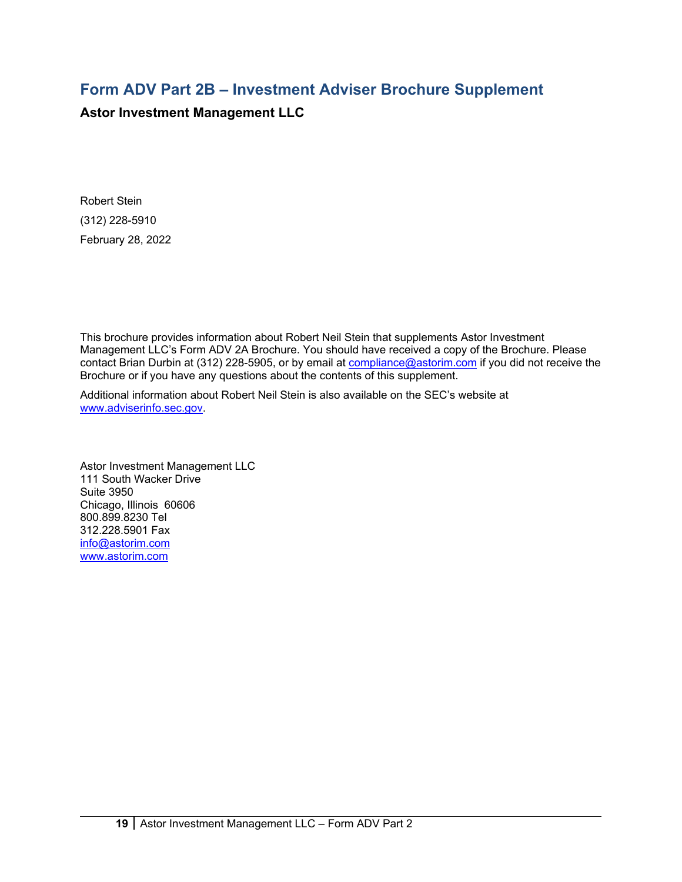# Form ADV Part 2B – Investment Adviser Brochure Supplement

**Astor Investment Management LLC**

Robert Stein

(312) 228-5910

February 28, 2022

This brochure provides information about Robert Neil Stein that supplements Astor Investment Management LLC's Form ADV 2A Brochure. You should have received a copy of the Brochure. Please contact Brian Durbin at (312) 228-5905, or by email at compliance@astorim.com if you did not receive the Brochure or if you have any questions about the contents of this supplement.

Additional information about Robert Neil Stein is also available on the SEC's website at www.adviserinfo.sec.gov.

Astor Investment Management LLC
111 South Wacker Drive
Suite 3950
Chicago, Illinois 60606
800.899.8230 Tel
312.228.5901 Fax
info@astorim.com
www.astorim.com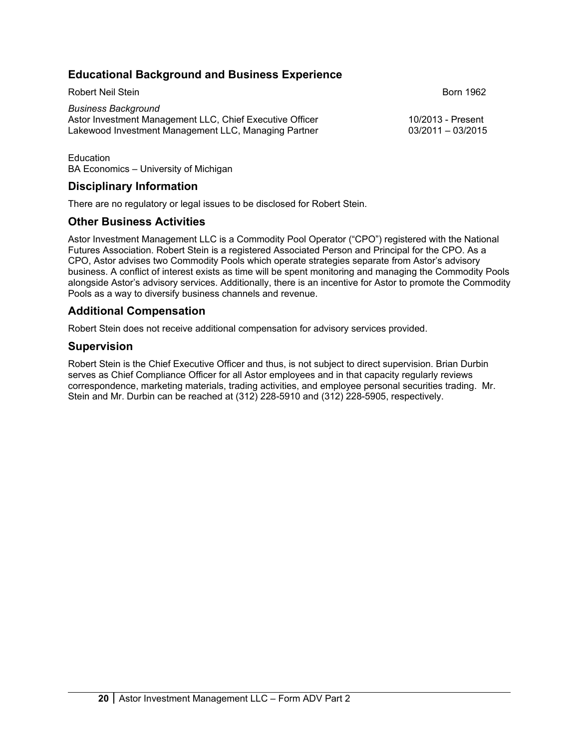## Educational Background and Business Experience

Robert Neil Stein Born 1962

*Business Background*

Astor Investment Management LLC, Chief Executive Officer 10/2013 - Present
Lakewood Investment Management LLC, Managing Partner 03/2011 – 03/2015

Education
BA Economics – University of Michigan

## Disciplinary Information

There are no regulatory or legal issues to be disclosed for Robert Stein.

## Other Business Activities

Astor Investment Management LLC is a Commodity Pool Operator ("CPO") registered with the National Futures Association. Robert Stein is a registered Associated Person and Principal for the CPO. As a CPO, Astor advises two Commodity Pools which operate strategies separate from Astor's advisory business. A conflict of interest exists as time will be spent monitoring and managing the Commodity Pools alongside Astor's advisory services. Additionally, there is an incentive for Astor to promote the Commodity Pools as a way to diversify business channels and revenue.

## Additional Compensation

Robert Stein does not receive additional compensation for advisory services provided.

## Supervision

Robert Stein is the Chief Executive Officer and thus, is not subject to direct supervision. Brian Durbin serves as Chief Compliance Officer for all Astor employees and in that capacity regularly reviews correspondence, marketing materials, trading activities, and employee personal securities trading. Mr. Stein and Mr. Durbin can be reached at (312) 228-5910 and (312) 228-5905, respectively.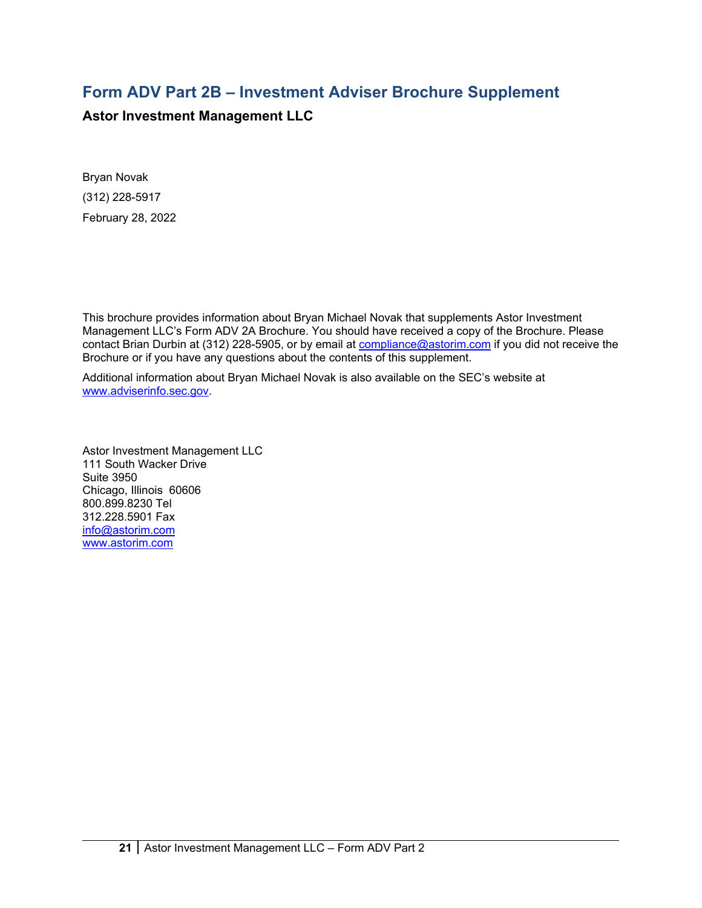# Form ADV Part 2B – Investment Adviser Brochure Supplement

**Astor Investment Management LLC**

Bryan Novak

(312) 228-5917

February 28, 2022

This brochure provides information about Bryan Michael Novak that supplements Astor Investment Management LLC's Form ADV 2A Brochure. You should have received a copy of the Brochure. Please contact Brian Durbin at (312) 228-5905, or by email at compliance@astorim.com if you did not receive the Brochure or if you have any questions about the contents of this supplement.

Additional information about Bryan Michael Novak is also available on the SEC's website at www.adviserinfo.sec.gov.

Astor Investment Management LLC
111 South Wacker Drive
Suite 3950
Chicago, Illinois 60606
800.899.8230 Tel
312.228.5901 Fax
info@astorim.com
www.astorim.com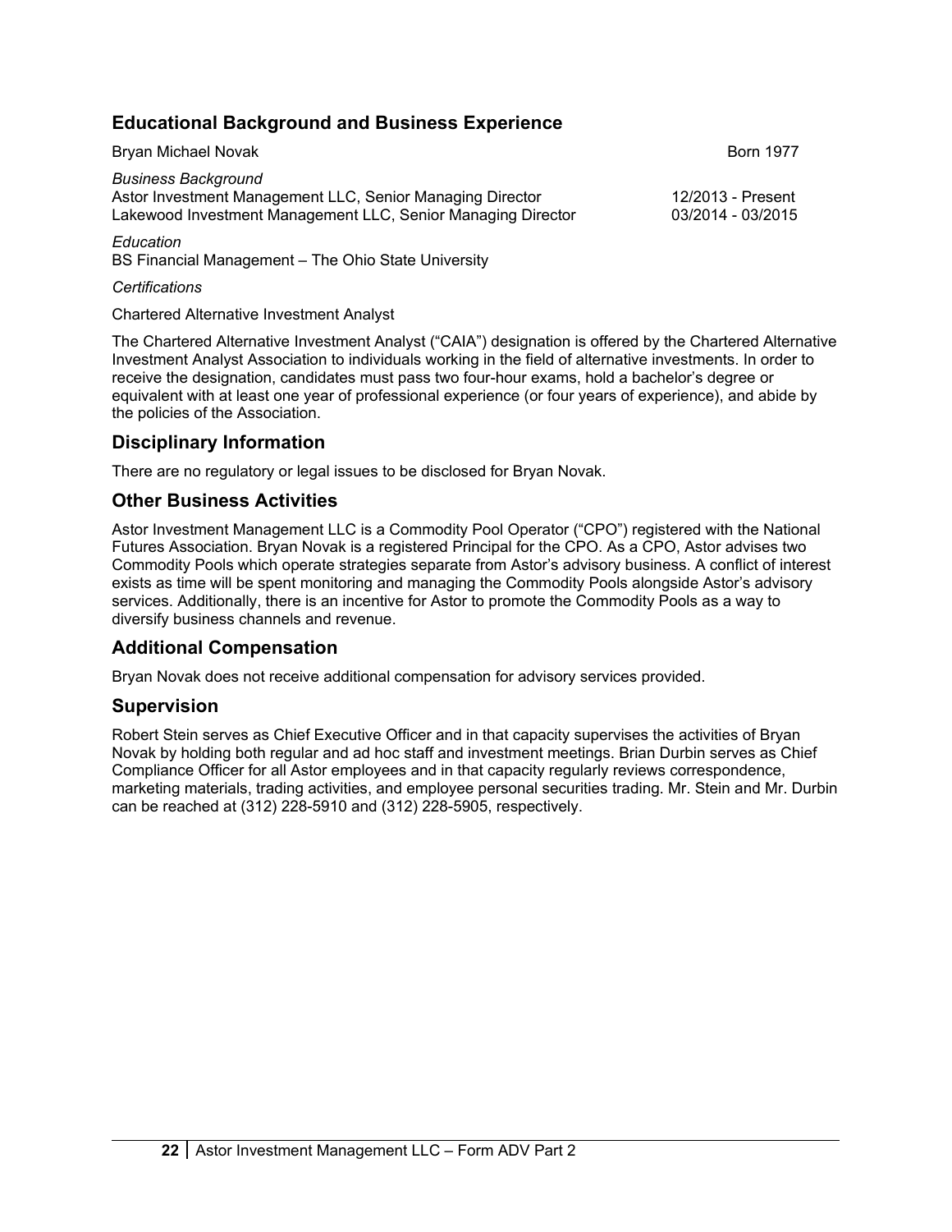## Educational Background and Business Experience

Bryan Michael Novak — Born 1977

*Business Background*

Astor Investment Management LLC, Senior Managing Director — 12/2013 - Present
Lakewood Investment Management LLC, Senior Managing Director — 03/2014 - 03/2015

*Education*

BS Financial Management – The Ohio State University

*Certifications*

Chartered Alternative Investment Analyst

The Chartered Alternative Investment Analyst ("CAIA") designation is offered by the Chartered Alternative Investment Analyst Association to individuals working in the field of alternative investments. In order to receive the designation, candidates must pass two four-hour exams, hold a bachelor's degree or equivalent with at least one year of professional experience (or four years of experience), and abide by the policies of the Association.

## Disciplinary Information

There are no regulatory or legal issues to be disclosed for Bryan Novak.

## Other Business Activities

Astor Investment Management LLC is a Commodity Pool Operator ("CPO") registered with the National Futures Association. Bryan Novak is a registered Principal for the CPO. As a CPO, Astor advises two Commodity Pools which operate strategies separate from Astor's advisory business. A conflict of interest exists as time will be spent monitoring and managing the Commodity Pools alongside Astor's advisory services. Additionally, there is an incentive for Astor to promote the Commodity Pools as a way to diversify business channels and revenue.

## Additional Compensation

Bryan Novak does not receive additional compensation for advisory services provided.

## Supervision

Robert Stein serves as Chief Executive Officer and in that capacity supervises the activities of Bryan Novak by holding both regular and ad hoc staff and investment meetings. Brian Durbin serves as Chief Compliance Officer for all Astor employees and in that capacity regularly reviews correspondence, marketing materials, trading activities, and employee personal securities trading. Mr. Stein and Mr. Durbin can be reached at (312) 228-5910 and (312) 228-5905, respectively.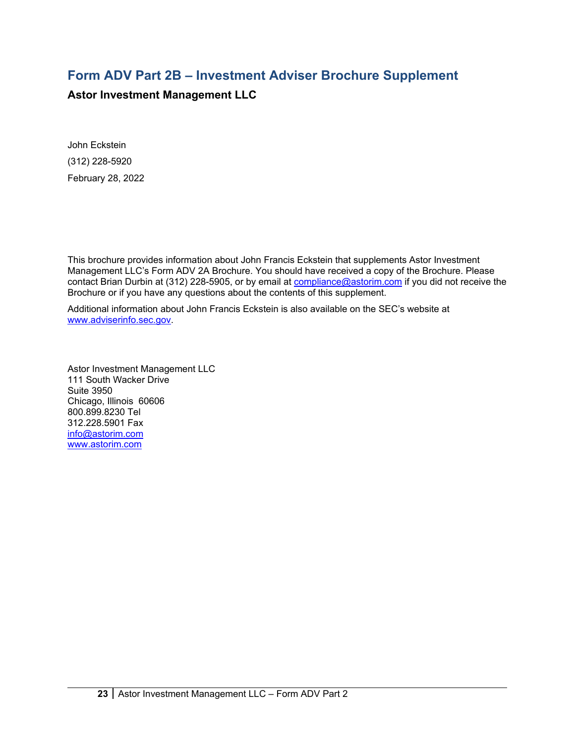# Form ADV Part 2B – Investment Adviser Brochure Supplement

**Astor Investment Management LLC**

John Eckstein

(312) 228-5920

February 28, 2022

This brochure provides information about John Francis Eckstein that supplements Astor Investment Management LLC's Form ADV 2A Brochure. You should have received a copy of the Brochure. Please contact Brian Durbin at (312) 228-5905, or by email at compliance@astorim.com if you did not receive the Brochure or if you have any questions about the contents of this supplement.

Additional information about John Francis Eckstein is also available on the SEC's website at www.adviserinfo.sec.gov.

Astor Investment Management LLC
111 South Wacker Drive
Suite 3950
Chicago, Illinois 60606
800.899.8230 Tel
312.228.5901 Fax
info@astorim.com
www.astorim.com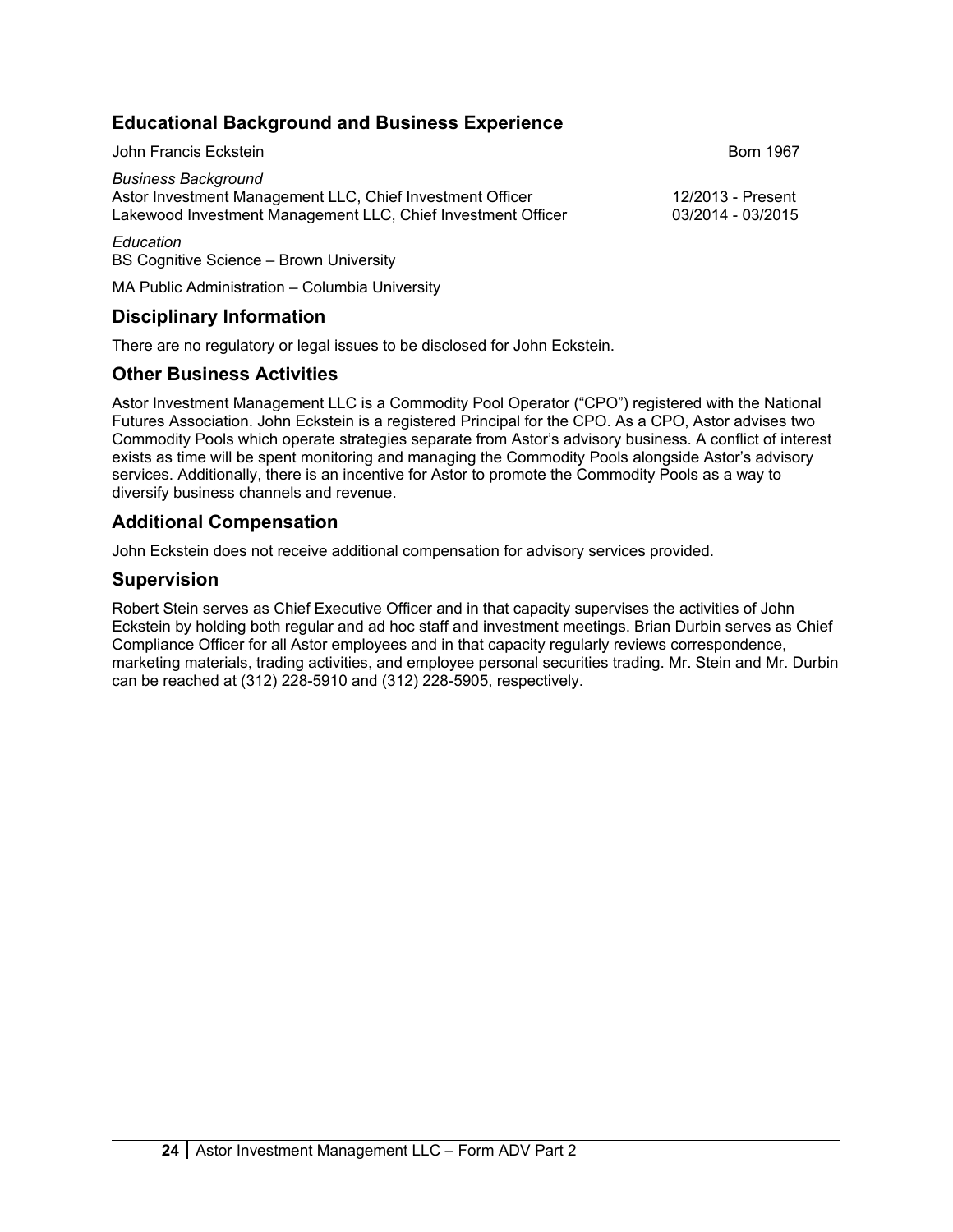## Educational Background and Business Experience

John Francis Eckstein — Born 1967

*Business Background*

Astor Investment Management LLC, Chief Investment Officer — 12/2013 - Present
Lakewood Investment Management LLC, Chief Investment Officer — 03/2014 - 03/2015

*Education*

BS Cognitive Science – Brown University

MA Public Administration – Columbia University

## Disciplinary Information

There are no regulatory or legal issues to be disclosed for John Eckstein.

## Other Business Activities

Astor Investment Management LLC is a Commodity Pool Operator ("CPO") registered with the National Futures Association. John Eckstein is a registered Principal for the CPO. As a CPO, Astor advises two Commodity Pools which operate strategies separate from Astor's advisory business. A conflict of interest exists as time will be spent monitoring and managing the Commodity Pools alongside Astor's advisory services. Additionally, there is an incentive for Astor to promote the Commodity Pools as a way to diversify business channels and revenue.

## Additional Compensation

John Eckstein does not receive additional compensation for advisory services provided.

## Supervision

Robert Stein serves as Chief Executive Officer and in that capacity supervises the activities of John Eckstein by holding both regular and ad hoc staff and investment meetings. Brian Durbin serves as Chief Compliance Officer for all Astor employees and in that capacity regularly reviews correspondence, marketing materials, trading activities, and employee personal securities trading. Mr. Stein and Mr. Durbin can be reached at (312) 228-5910 and (312) 228-5905, respectively.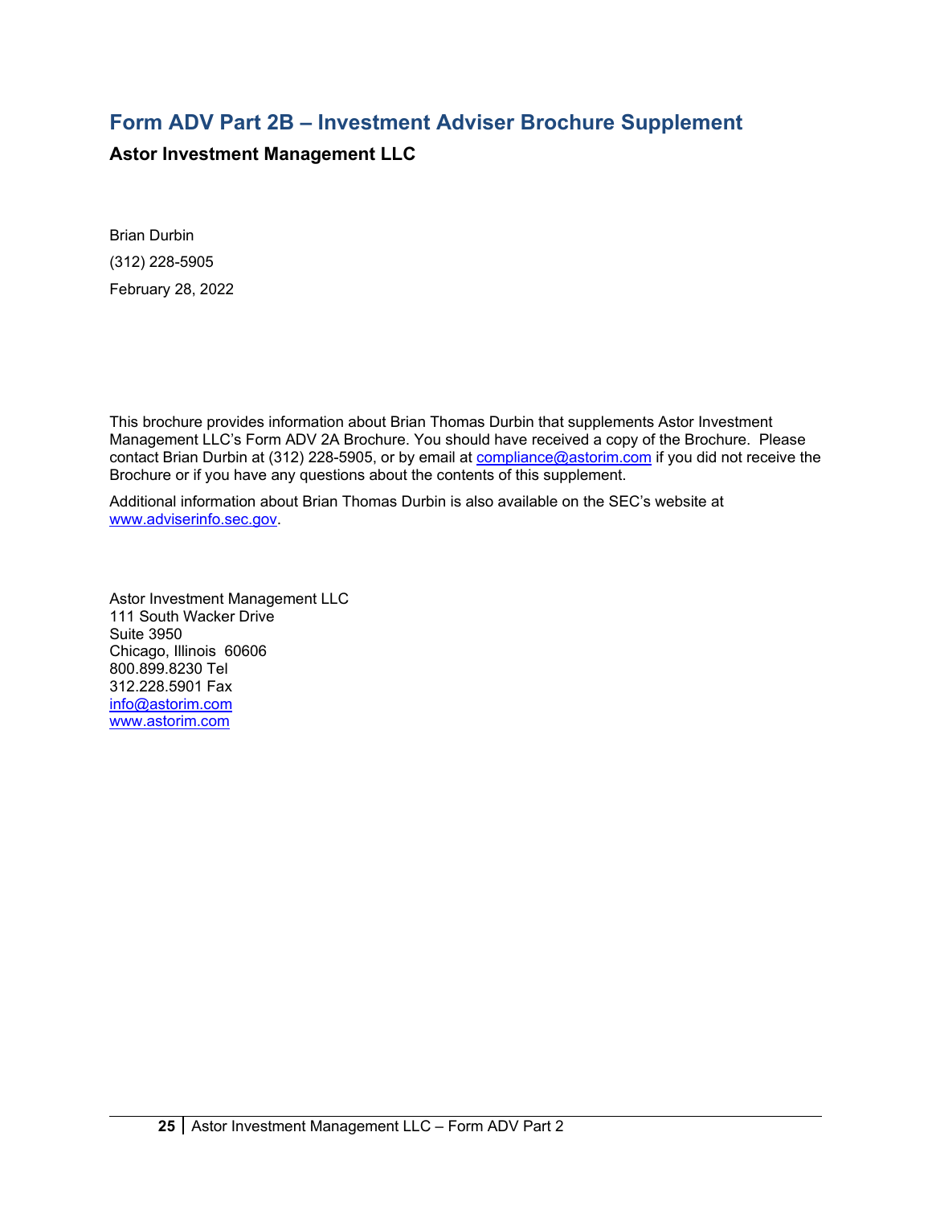# Form ADV Part 2B – Investment Adviser Brochure Supplement

**Astor Investment Management LLC**

Brian Durbin

(312) 228-5905

February 28, 2022

This brochure provides information about Brian Thomas Durbin that supplements Astor Investment Management LLC's Form ADV 2A Brochure. You should have received a copy of the Brochure. Please contact Brian Durbin at (312) 228-5905, or by email at compliance@astorim.com if you did not receive the Brochure or if you have any questions about the contents of this supplement.

Additional information about Brian Thomas Durbin is also available on the SEC's website at www.adviserinfo.sec.gov.

Astor Investment Management LLC
111 South Wacker Drive
Suite 3950
Chicago, Illinois 60606
800.899.8230 Tel
312.228.5901 Fax
info@astorim.com
www.astorim.com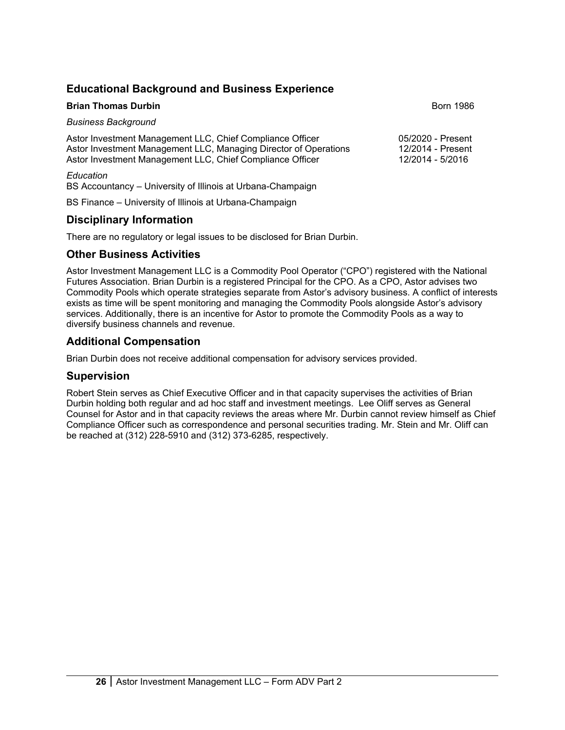## Educational Background and Business Experience

**Brian Thomas Durbin** Born 1986

*Business Background*

| | |
|---|---|
| Astor Investment Management LLC, Chief Compliance Officer | 05/2020 - Present |
| Astor Investment Management LLC, Managing Director of Operations | 12/2014 - Present |
| Astor Investment Management LLC, Chief Compliance Officer | 12/2014 - 5/2016 |

*Education*

BS Accountancy – University of Illinois at Urbana-Champaign

BS Finance – University of Illinois at Urbana-Champaign

## Disciplinary Information

There are no regulatory or legal issues to be disclosed for Brian Durbin.

## Other Business Activities

Astor Investment Management LLC is a Commodity Pool Operator ("CPO") registered with the National Futures Association. Brian Durbin is a registered Principal for the CPO. As a CPO, Astor advises two Commodity Pools which operate strategies separate from Astor's advisory business. A conflict of interests exists as time will be spent monitoring and managing the Commodity Pools alongside Astor's advisory services. Additionally, there is an incentive for Astor to promote the Commodity Pools as a way to diversify business channels and revenue.

## Additional Compensation

Brian Durbin does not receive additional compensation for advisory services provided.

## Supervision

Robert Stein serves as Chief Executive Officer and in that capacity supervises the activities of Brian Durbin holding both regular and ad hoc staff and investment meetings. Lee Oliff serves as General Counsel for Astor and in that capacity reviews the areas where Mr. Durbin cannot review himself as Chief Compliance Officer such as correspondence and personal securities trading. Mr. Stein and Mr. Oliff can be reached at (312) 228-5910 and (312) 373-6285, respectively.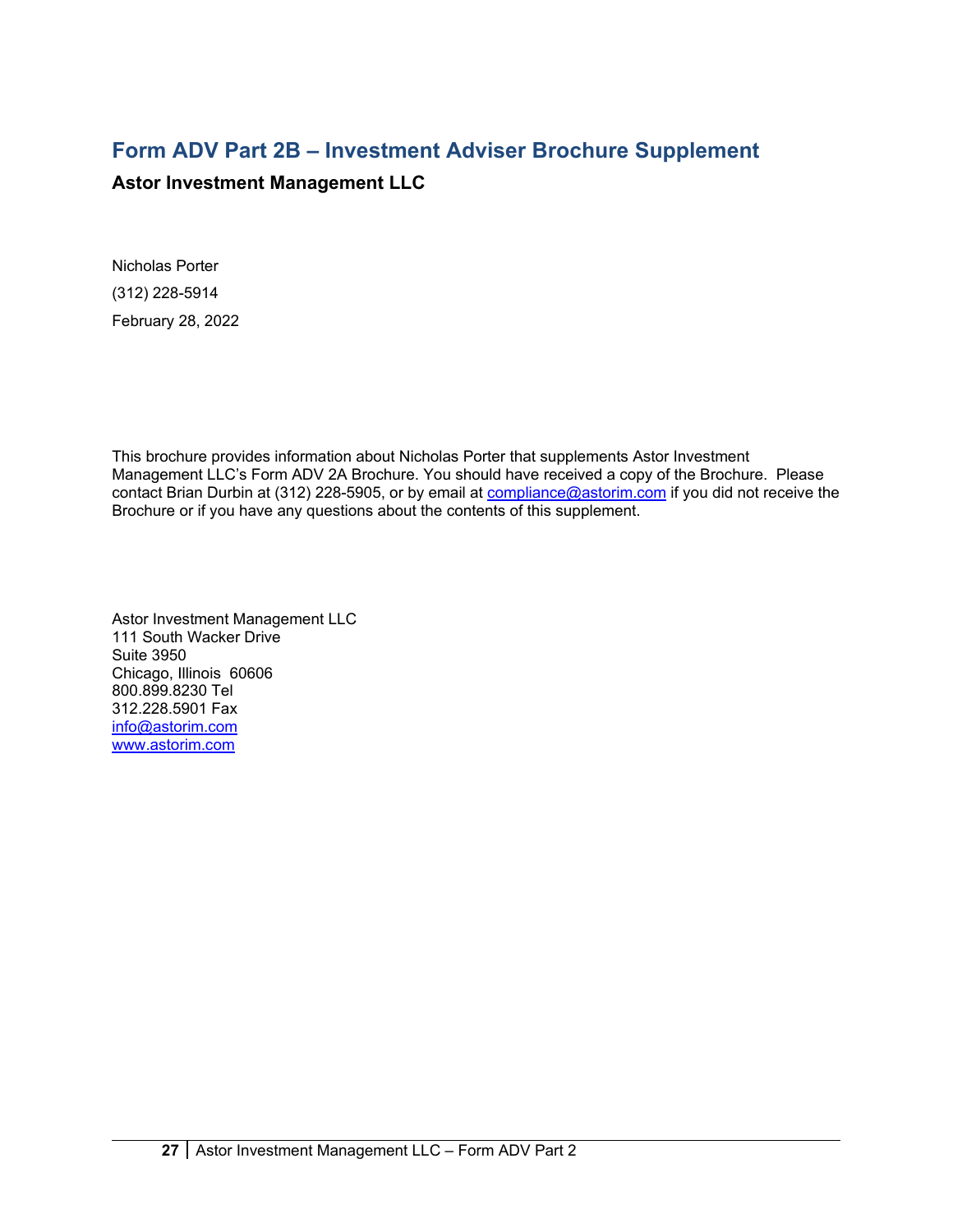# Form ADV Part 2B – Investment Adviser Brochure Supplement

**Astor Investment Management LLC**

Nicholas Porter

(312) 228-5914

February 28, 2022

This brochure provides information about Nicholas Porter that supplements Astor Investment Management LLC's Form ADV 2A Brochure. You should have received a copy of the Brochure. Please contact Brian Durbin at (312) 228-5905, or by email at compliance@astorim.com if you did not receive the Brochure or if you have any questions about the contents of this supplement.

Astor Investment Management LLC
111 South Wacker Drive
Suite 3950
Chicago, Illinois 60606
800.899.8230 Tel
312.228.5901 Fax
info@astorim.com
www.astorim.com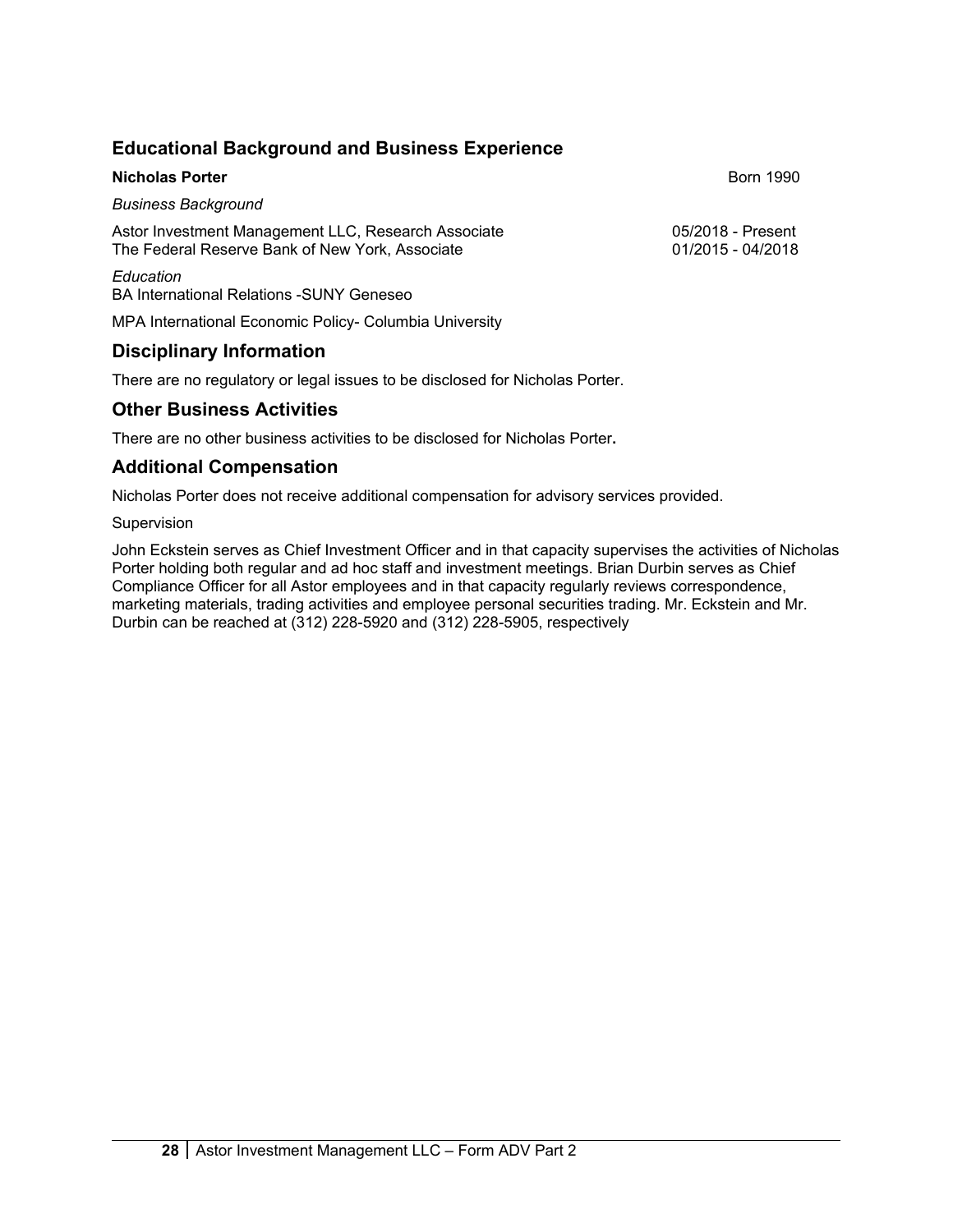## Educational Background and Business Experience

**Nicholas Porter** Born 1990

*Business Background*

Astor Investment Management LLC, Research Associate 05/2018 - Present
The Federal Reserve Bank of New York, Associate 01/2015 - 04/2018

*Education*
BA International Relations -SUNY Geneseo

MPA International Economic Policy- Columbia University

## Disciplinary Information

There are no regulatory or legal issues to be disclosed for Nicholas Porter.

## Other Business Activities

There are no other business activities to be disclosed for Nicholas Porter**.**

## Additional Compensation

Nicholas Porter does not receive additional compensation for advisory services provided.

Supervision

John Eckstein serves as Chief Investment Officer and in that capacity supervises the activities of Nicholas Porter holding both regular and ad hoc staff and investment meetings. Brian Durbin serves as Chief Compliance Officer for all Astor employees and in that capacity regularly reviews correspondence, marketing materials, trading activities and employee personal securities trading. Mr. Eckstein and Mr. Durbin can be reached at (312) 228-5920 and (312) 228-5905, respectively